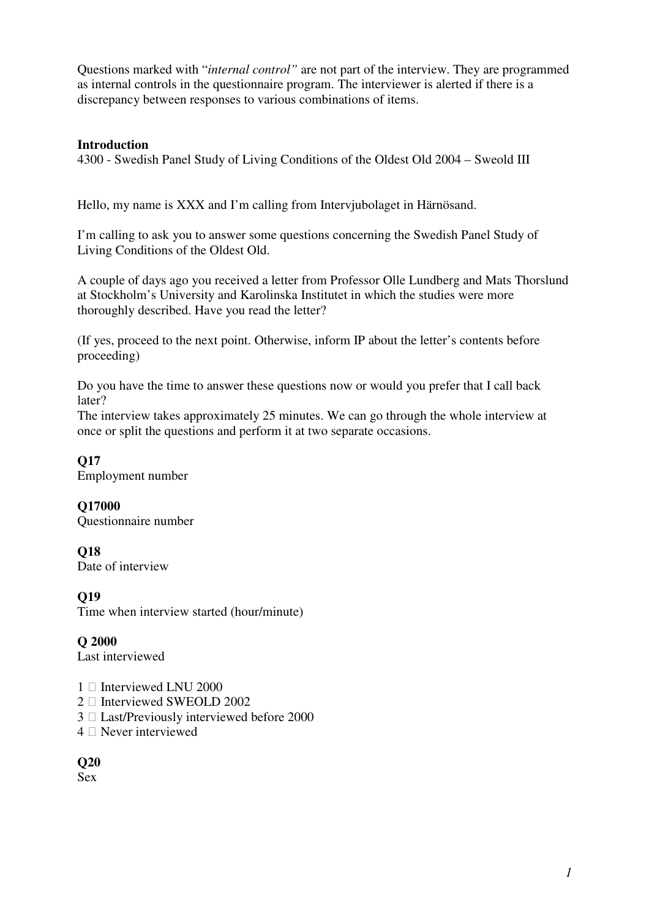Questions marked with "*internal control"* are not part of the interview. They are programmed as internal controls in the questionnaire program. The interviewer is alerted if there is a discrepancy between responses to various combinations of items.

**Introduction**

4300 - Swedish Panel Study of Living Conditions of the Oldest Old 2004 – Sweold III

Hello, my name is XXX and I'm calling from Intervjubolaget in Härnösand.

I'm calling to ask you to answer some questions concerning the Swedish Panel Study of Living Conditions of the Oldest Old.

A couple of days ago you received a letter from Professor Olle Lundberg and Mats Thorslund at Stockholm's University and Karolinska Institutet in which the studies were more thoroughly described. Have you read the letter?

(If yes, proceed to the next point. Otherwise, inform IP about the letter's contents before proceeding)

Do you have the time to answer these questions now or would you prefer that I call back later?

The interview takes approximately 25 minutes. We can go through the whole interview at once or split the questions and perform it at two separate occasions.

**Q17**

Employment number

**Q17000**

Questionnaire number

**Q18**

Date of interview

**Q19**

Time when interview started (hour/minute)

**Q 2000**

Last interviewed

1 □ Interviewed LNU 2000
2 □ Interviewed SWEOLD 2002
3 □ Last/Previously interviewed before 2000
4 □ Never interviewed

**Q20**

Sex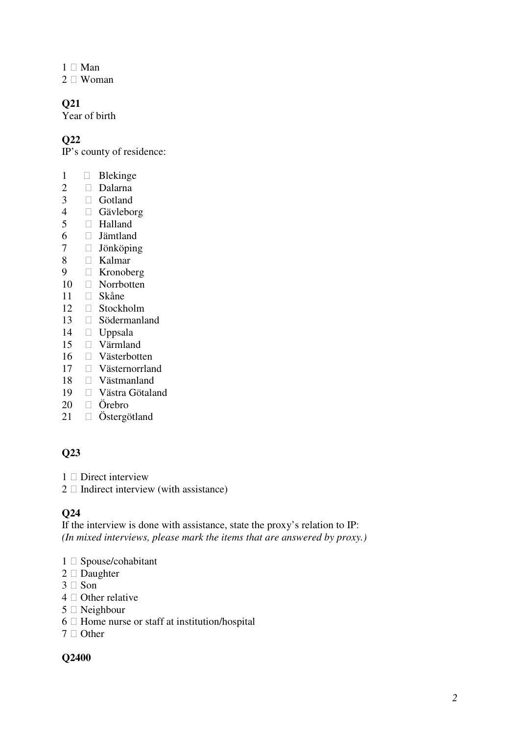1 □ Man
2 □ Woman

**Q21**
Year of birth

**Q22**
IP's county of residence:

1 □ Blekinge
2 □ Dalarna
3 □ Gotland
4 □ Gävleborg
5 □ Halland
6 □ Jämtland
7 □ Jönköping
8 □ Kalmar
9 □ Kronoberg
10 □ Norrbotten
11 □ Skåne
12 □ Stockholm
13 □ Södermanland
14 □ Uppsala
15 □ Värmland
16 □ Västerbotten
17 □ Västernorrland
18 □ Västmanland
19 □ Västra Götaland
20 □ Örebro
21 □ Östergötland

**Q23**

1 □ Direct interview
2 □ Indirect interview (with assistance)

**Q24**
If the interview is done with assistance, state the proxy's relation to IP:
*(In mixed interviews, please mark the items that are answered by proxy.)*

1 □ Spouse/cohabitant
2 □ Daughter
3 □ Son
4 □ Other relative
5 □ Neighbour
6 □ Home nurse or staff at institution/hospital
7 □ Other

**Q2400**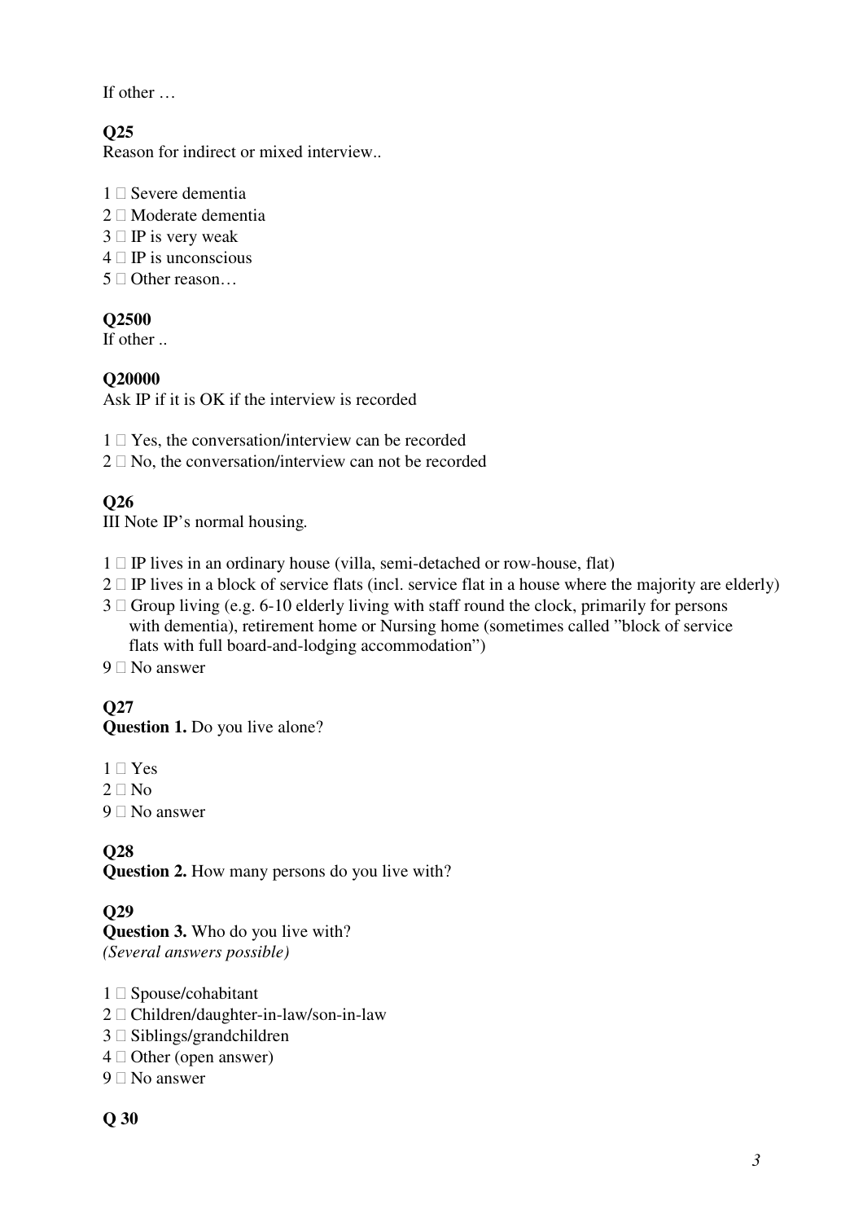If other …

**Q25**
Reason for indirect or mixed interview..

1 □ Severe dementia
2 □ Moderate dementia
3 □ IP is very weak
4 □ IP is unconscious
5 □ Other reason…

**Q2500**
If other ..

**Q20000**
Ask IP if it is OK if the interview is recorded

1 □ Yes, the conversation/interview can be recorded
2 □ No, the conversation/interview can not be recorded

**Q26**
III Note IP's normal housing.

1 □ IP lives in an ordinary house (villa, semi-detached or row-house, flat)
2 □ IP lives in a block of service flats (incl. service flat in a house where the majority are elderly)
3 □ Group living (e.g. 6-10 elderly living with staff round the clock, primarily for persons with dementia), retirement home or Nursing home (sometimes called "block of service flats with full board-and-lodging accommodation")
9 □ No answer

**Q27**
**Question 1.** Do you live alone?

1 □ Yes
2 □ No
9 □ No answer

**Q28**
**Question 2.** How many persons do you live with?

**Q29**
**Question 3.** Who do you live with?
*(Several answers possible)*

1 □ Spouse/cohabitant
2 □ Children/daughter-in-law/son-in-law
3 □ Siblings/grandchildren
4 □ Other (open answer)
9 □ No answer

**Q 30**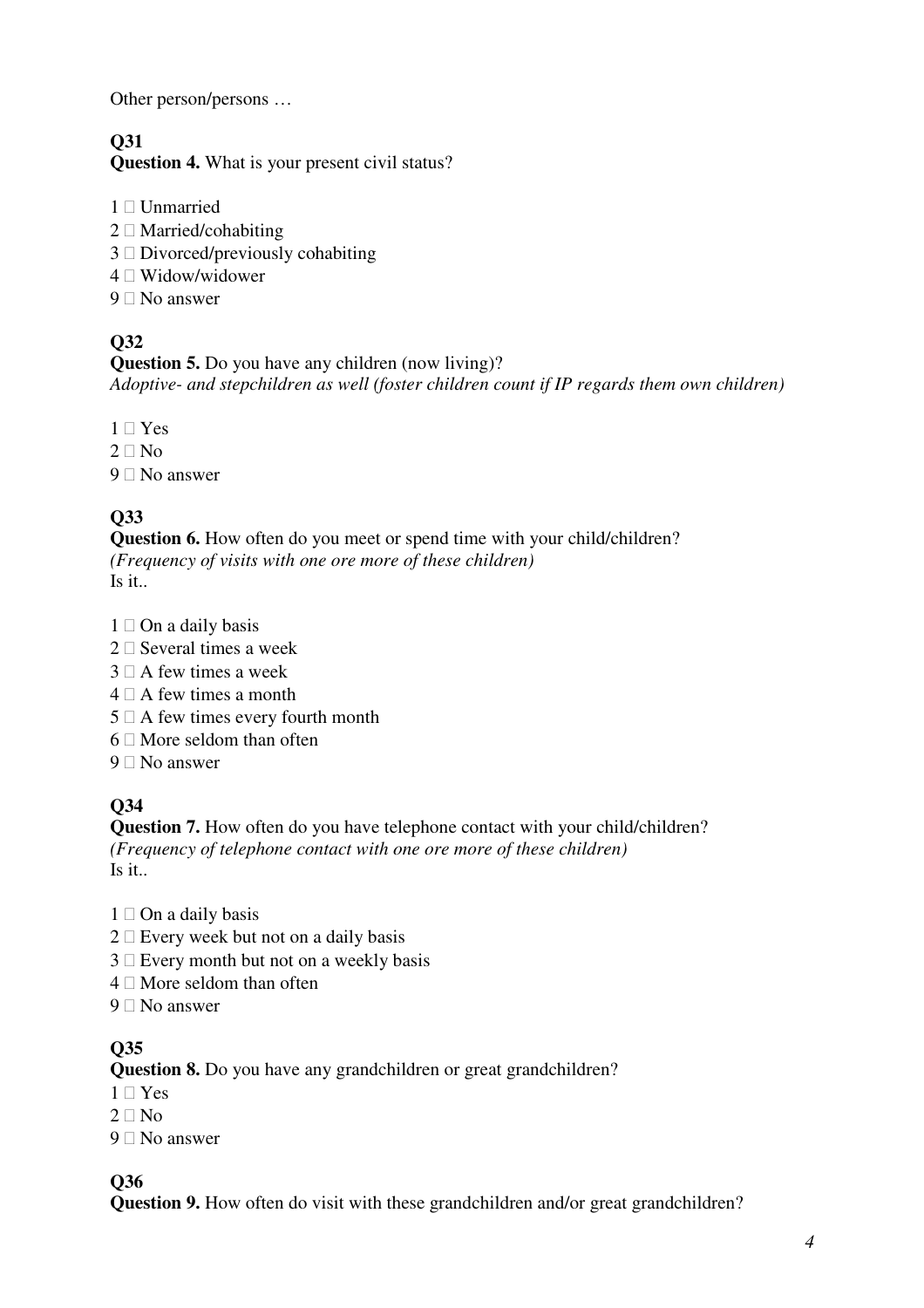Other person/persons …

**Q31**
**Question 4.** What is your present civil status?

1 □ Unmarried
2 □ Married/cohabiting
3 □ Divorced/previously cohabiting
4 □ Widow/widower
9 □ No answer

**Q32**
**Question 5.** Do you have any children (now living)?
*Adoptive- and stepchildren as well (foster children count if IP regards them own children)*

1 □ Yes
2 □ No
9 □ No answer

**Q33**
**Question 6.** How often do you meet or spend time with your child/children?
*(Frequency of visits with one ore more of these children)*
Is it..

1 □ On a daily basis
2 □ Several times a week
3 □ A few times a week
4 □ A few times a month
5 □ A few times every fourth month
6 □ More seldom than often
9 □ No answer

**Q34**
**Question 7.** How often do you have telephone contact with your child/children?
*(Frequency of telephone contact with one ore more of these children)*
Is it..

1 □ On a daily basis
2 □ Every week but not on a daily basis
3 □ Every month but not on a weekly basis
4 □ More seldom than often
9 □ No answer

**Q35**
**Question 8.** Do you have any grandchildren or great grandchildren?
1 □ Yes
2 □ No
9 □ No answer

**Q36**
**Question 9.** How often do visit with these grandchildren and/or great grandchildren?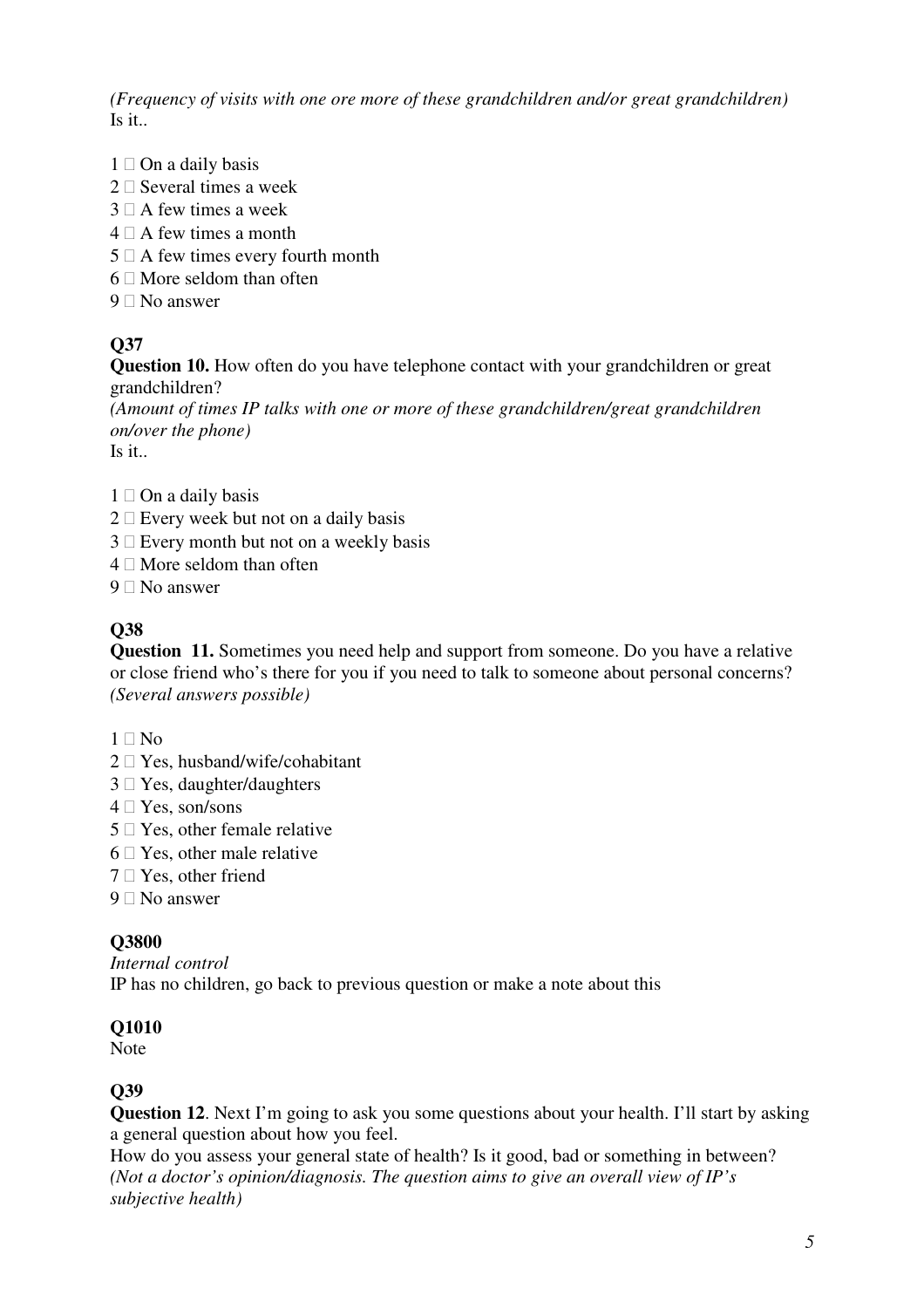*(Frequency of visits with one ore more of these grandchildren and/or great grandchildren)*
Is it..

1 □ On a daily basis
2 □ Several times a week
3 □ A few times a week
4 □ A few times a month
5 □ A few times every fourth month
6 □ More seldom than often
9 □ No answer

**Q37**

**Question 10.** How often do you have telephone contact with your grandchildren or great grandchildren?
*(Amount of times IP talks with one or more of these grandchildren/great grandchildren on/over the phone)*
Is it..

1 □ On a daily basis
2 □ Every week but not on a daily basis
3 □ Every month but not on a weekly basis
4 □ More seldom than often
9 □ No answer

**Q38**

**Question 11.** Sometimes you need help and support from someone. Do you have a relative or close friend who's there for you if you need to talk to someone about personal concerns? *(Several answers possible)*

1 □ No
2 □ Yes, husband/wife/cohabitant
3 □ Yes, daughter/daughters
4 □ Yes, son/sons
5 □ Yes, other female relative
6 □ Yes, other male relative
7 □ Yes, other friend
9 □ No answer

**Q3800**

*Internal control*
IP has no children, go back to previous question or make a note about this

**Q1010**

Note

**Q39**

**Question 12**. Next I'm going to ask you some questions about your health. I'll start by asking a general question about how you feel.
How do you assess your general state of health? Is it good, bad or something in between?
*(Not a doctor's opinion/diagnosis. The question aims to give an overall view of IP's subjective health)*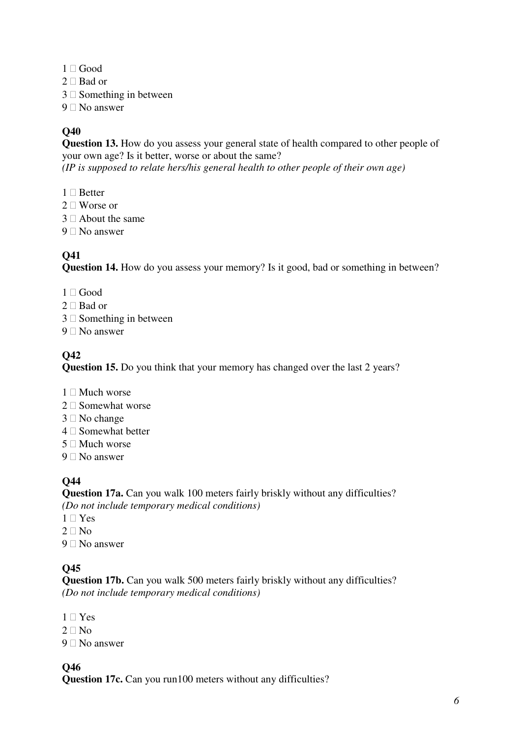1 □ Good
2 □ Bad or
3 □ Something in between
9 □ No answer

**Q40**

**Question 13.** How do you assess your general state of health compared to other people of your own age? Is it better, worse or about the same?
*(IP is supposed to relate hers/his general health to other people of their own age)*

1 □ Better
2 □ Worse or
3 □ About the same
9 □ No answer

**Q41**

**Question 14.** How do you assess your memory? Is it good, bad or something in between?

1 □ Good
2 □ Bad or
3 □ Something in between
9 □ No answer

**Q42**

**Question 15.** Do you think that your memory has changed over the last 2 years?

1 □ Much worse
2 □ Somewhat worse
3 □ No change
4 □ Somewhat better
5 □ Much worse
9 □ No answer

**Q44**

**Question 17a.** Can you walk 100 meters fairly briskly without any difficulties?
*(Do not include temporary medical conditions)*
1 □ Yes
2 □ No
9 □ No answer

**Q45**

**Question 17b.** Can you walk 500 meters fairly briskly without any difficulties?
*(Do not include temporary medical conditions)*

1 □ Yes
2 □ No
9 □ No answer

**Q46**

**Question 17c.** Can you run100 meters without any difficulties?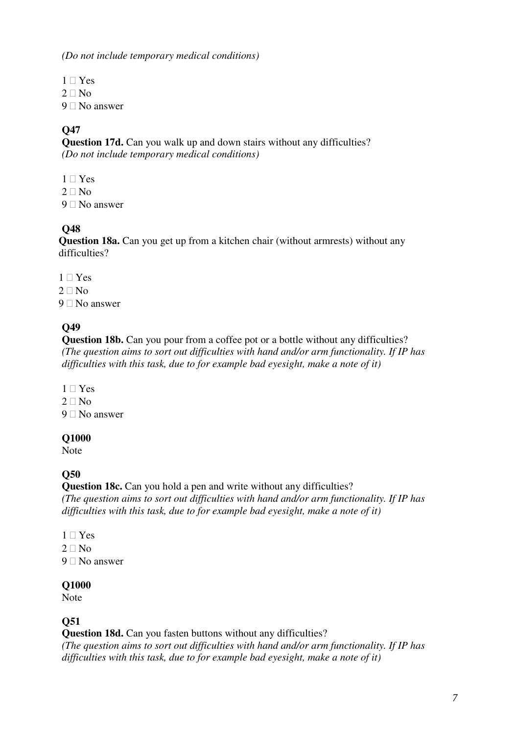*(Do not include temporary medical conditions)*

1 □ Yes
2 □ No
9 □ No answer

**Q47**

**Question 17d.** Can you walk up and down stairs without any difficulties?
*(Do not include temporary medical conditions)*

1 □ Yes
2 □ No
9 □ No answer

**Q48**

**Question 18a.** Can you get up from a kitchen chair (without armrests) without any difficulties?

1 □ Yes
2 □ No
9 □ No answer

**Q49**

**Question 18b.** Can you pour from a coffee pot or a bottle without any difficulties?
*(The question aims to sort out difficulties with hand and/or arm functionality. If IP has difficulties with this task, due to for example bad eyesight, make a note of it)*

1 □ Yes
2 □ No
9 □ No answer

**Q1000**

Note

**Q50**

**Question 18c.** Can you hold a pen and write without any difficulties?
*(The question aims to sort out difficulties with hand and/or arm functionality. If IP has difficulties with this task, due to for example bad eyesight, make a note of it)*

1 □ Yes
2 □ No
9 □ No answer

**Q1000**

Note

**Q51**

**Question 18d.** Can you fasten buttons without any difficulties?
*(The question aims to sort out difficulties with hand and/or arm functionality. If IP has difficulties with this task, due to for example bad eyesight, make a note of it)*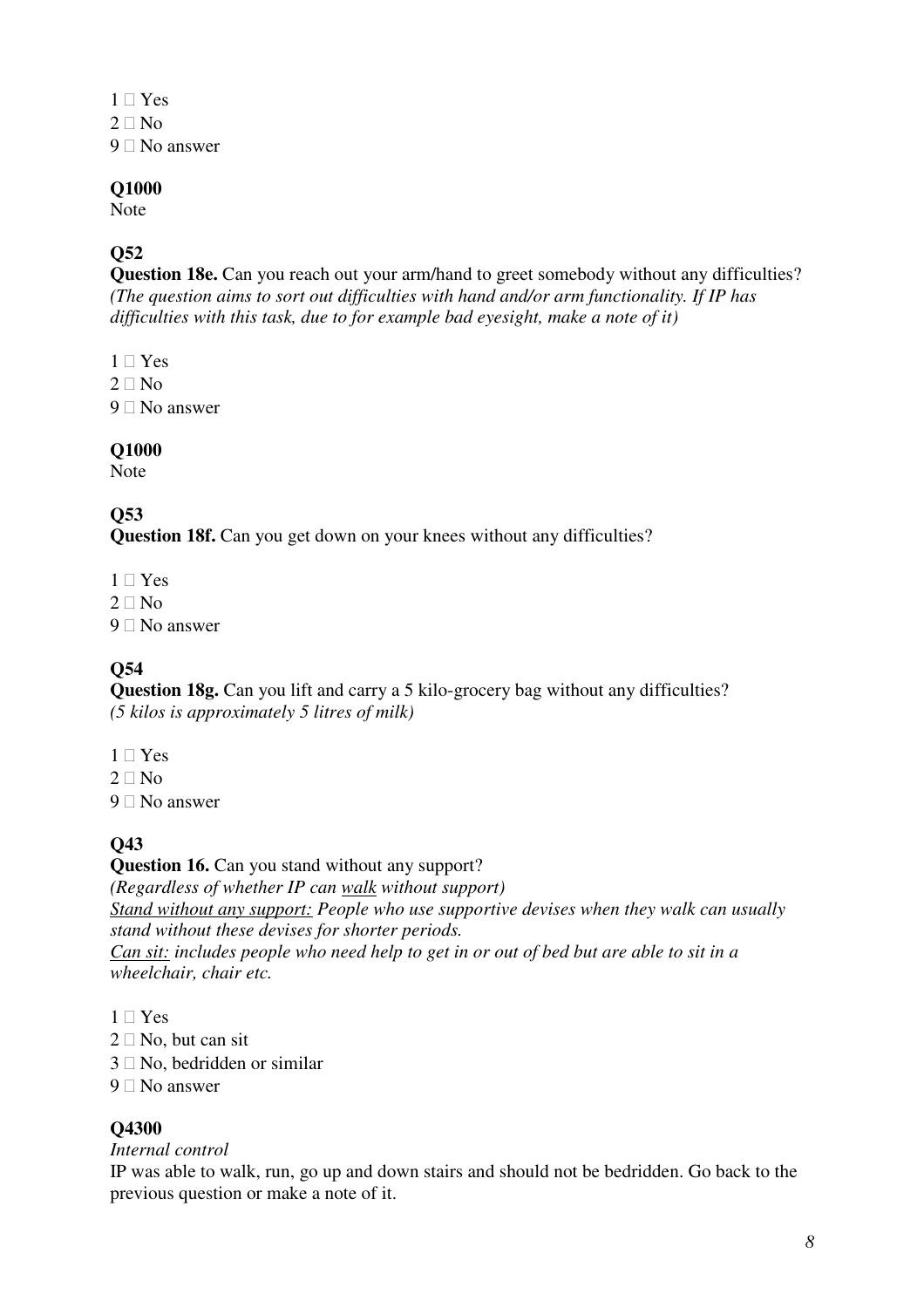1 □ Yes
2 □ No
9 □ No answer

**Q1000**
Note

**Q52**
**Question 18e.** Can you reach out your arm/hand to greet somebody without any difficulties? *(The question aims to sort out difficulties with hand and/or arm functionality. If IP has difficulties with this task, due to for example bad eyesight, make a note of it)*

1 □ Yes
2 □ No
9 □ No answer

**Q1000**
Note

**Q53**
**Question 18f.** Can you get down on your knees without any difficulties?

1 □ Yes
2 □ No
9 □ No answer

**Q54**
**Question 18g.** Can you lift and carry a 5 kilo-grocery bag without any difficulties? *(5 kilos is approximately 5 litres of milk)*

1 □ Yes
2 □ No
9 □ No answer

**Q43**
**Question 16.** Can you stand without any support?
*(Regardless of whether IP can <u>walk</u> without support)*
*<u>Stand without any support:</u> People who use supportive devises when they walk can usually stand without these devises for shorter periods.*
*<u>Can sit:</u> includes people who need help to get in or out of bed but are able to sit in a wheelchair, chair etc.*

1 □ Yes
2 □ No, but can sit
3 □ No, bedridden or similar
9 □ No answer

**Q4300**
*Internal control*
IP was able to walk, run, go up and down stairs and should not be bedridden. Go back to the previous question or make a note of it.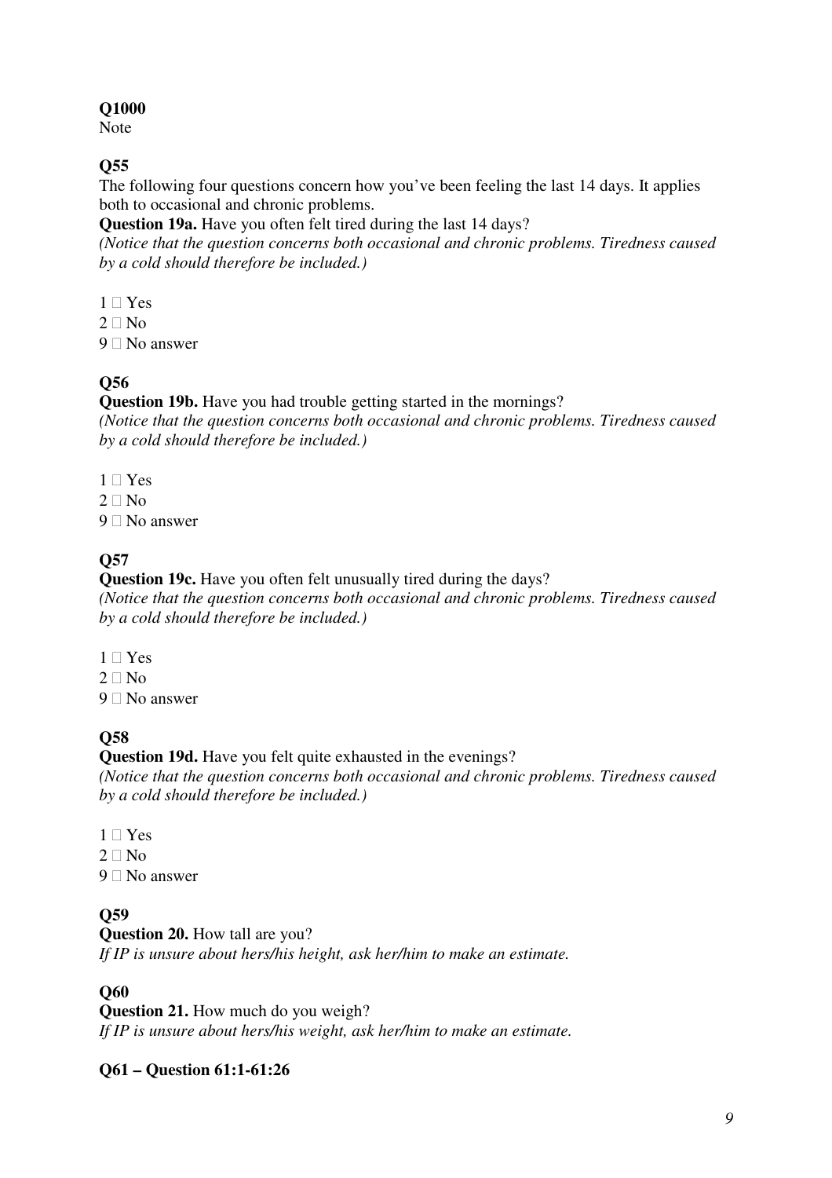**Q1000**
Note

**Q55**
The following four questions concern how you've been feeling the last 14 days. It applies both to occasional and chronic problems.
**Question 19a.** Have you often felt tired during the last 14 days?
*(Notice that the question concerns both occasional and chronic problems. Tiredness caused by a cold should therefore be included.)*

1 □ Yes
2 □ No
9 □ No answer

**Q56**
**Question 19b.** Have you had trouble getting started in the mornings?
*(Notice that the question concerns both occasional and chronic problems. Tiredness caused by a cold should therefore be included.)*

1 □ Yes
2 □ No
9 □ No answer

**Q57**
**Question 19c.** Have you often felt unusually tired during the days?
*(Notice that the question concerns both occasional and chronic problems. Tiredness caused by a cold should therefore be included.)*

1 □ Yes
2 □ No
9 □ No answer

**Q58**
**Question 19d.** Have you felt quite exhausted in the evenings?
*(Notice that the question concerns both occasional and chronic problems. Tiredness caused by a cold should therefore be included.)*

1 □ Yes
2 □ No
9 □ No answer

**Q59**
**Question 20.** How tall are you?
*If IP is unsure about hers/his height, ask her/him to make an estimate.*

**Q60**
**Question 21.** How much do you weigh?
*If IP is unsure about hers/his weight, ask her/him to make an estimate.*

**Q61 – Question 61:1-61:26**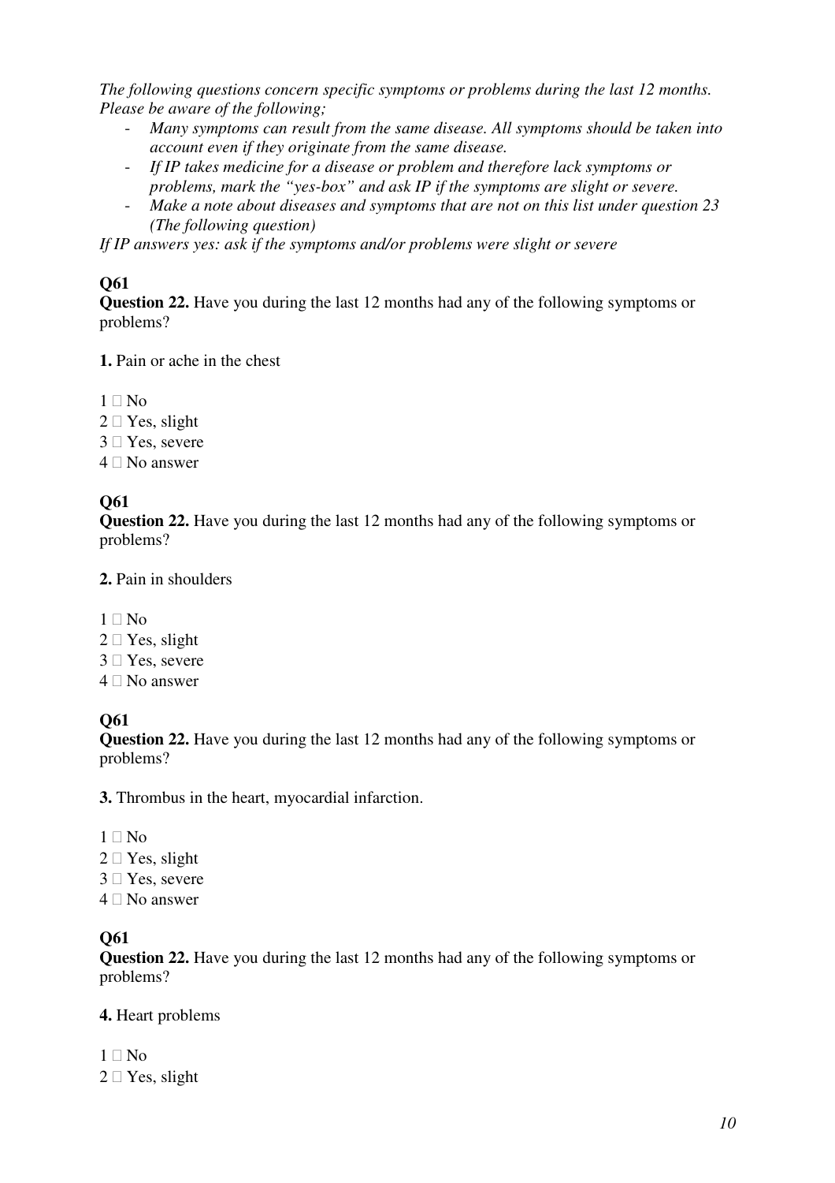*The following questions concern specific symptoms or problems during the last 12 months. Please be aware of the following;*

- *Many symptoms can result from the same disease. All symptoms should be taken into account even if they originate from the same disease.*
- *If IP takes medicine for a disease or problem and therefore lack symptoms or problems, mark the "yes-box" and ask IP if the symptoms are slight or severe.*
- *Make a note about diseases and symptoms that are not on this list under question 23 (The following question)*

*If IP answers yes: ask if the symptoms and/or problems were slight or severe*

**Q61**

**Question 22.** Have you during the last 12 months had any of the following symptoms or problems?

**1.** Pain or ache in the chest

1 □ No
2 □ Yes, slight
3 □ Yes, severe
4 □ No answer

**Q61**

**Question 22.** Have you during the last 12 months had any of the following symptoms or problems?

**2.** Pain in shoulders

1 □ No
2 □ Yes, slight
3 □ Yes, severe
4 □ No answer

**Q61**

**Question 22.** Have you during the last 12 months had any of the following symptoms or problems?

**3.** Thrombus in the heart, myocardial infarction.

1 □ No
2 □ Yes, slight
3 □ Yes, severe
4 □ No answer

**Q61**

**Question 22.** Have you during the last 12 months had any of the following symptoms or problems?

**4.** Heart problems

1 □ No
2 □ Yes, slight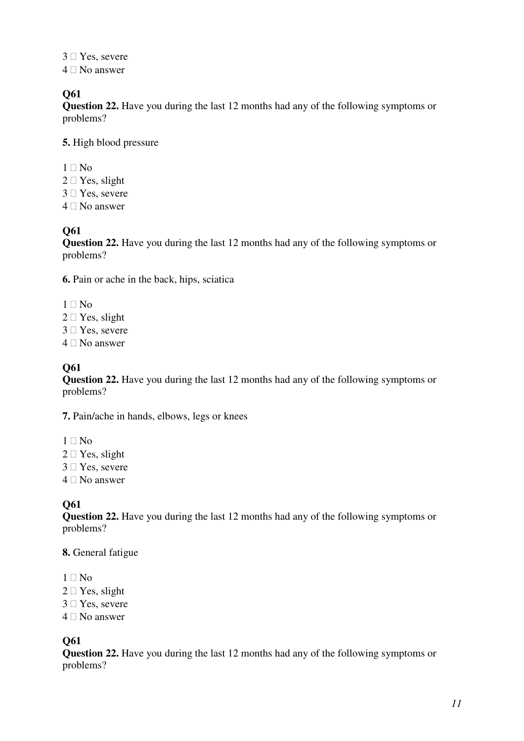3 □ Yes, severe
4 □ No answer

**Q61**

**Question 22.** Have you during the last 12 months had any of the following symptoms or problems?

**5.** High blood pressure

1 □ No
2 □ Yes, slight
3 □ Yes, severe
4 □ No answer

**Q61**

**Question 22.** Have you during the last 12 months had any of the following symptoms or problems?

**6.** Pain or ache in the back, hips, sciatica

1 □ No
2 □ Yes, slight
3 □ Yes, severe
4 □ No answer

**Q61**

**Question 22.** Have you during the last 12 months had any of the following symptoms or problems?

**7.** Pain/ache in hands, elbows, legs or knees

1 □ No
2 □ Yes, slight
3 □ Yes, severe
4 □ No answer

**Q61**

**Question 22.** Have you during the last 12 months had any of the following symptoms or problems?

**8.** General fatigue

1 □ No
2 □ Yes, slight
3 □ Yes, severe
4 □ No answer

**Q61**

**Question 22.** Have you during the last 12 months had any of the following symptoms or problems?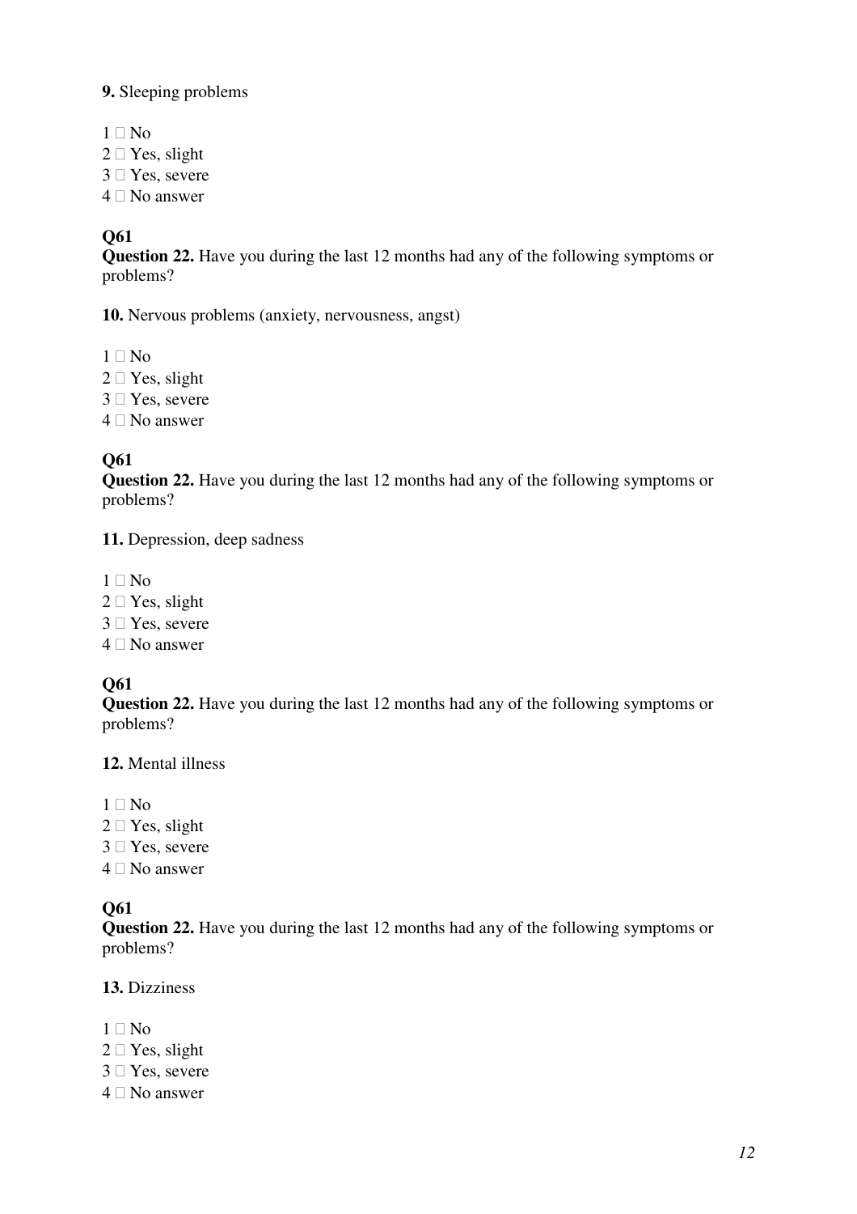**9.** Sleeping problems

1 □ No
2 □ Yes, slight
3 □ Yes, severe
4 □ No answer

**Q61**
**Question 22.** Have you during the last 12 months had any of the following symptoms or problems?

**10.** Nervous problems (anxiety, nervousness, angst)

1 □ No
2 □ Yes, slight
3 □ Yes, severe
4 □ No answer

**Q61**
**Question 22.** Have you during the last 12 months had any of the following symptoms or problems?

**11.** Depression, deep sadness

1 □ No
2 □ Yes, slight
3 □ Yes, severe
4 □ No answer

**Q61**
**Question 22.** Have you during the last 12 months had any of the following symptoms or problems?

**12.** Mental illness

1 □ No
2 □ Yes, slight
3 □ Yes, severe
4 □ No answer

**Q61**
**Question 22.** Have you during the last 12 months had any of the following symptoms or problems?

**13.** Dizziness

1 □ No
2 □ Yes, slight
3 □ Yes, severe
4 □ No answer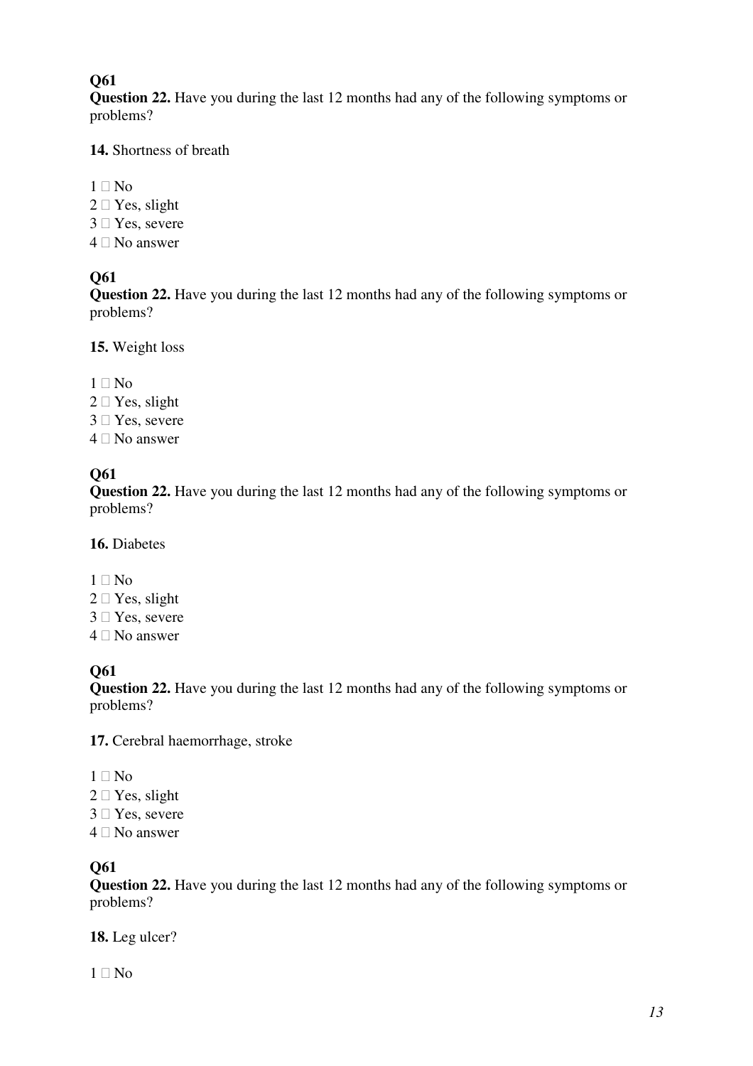**Q61**

**Question 22.** Have you during the last 12 months had any of the following symptoms or problems?

**14.** Shortness of breath

1 □ No
2 □ Yes, slight
3 □ Yes, severe
4 □ No answer

**Q61**

**Question 22.** Have you during the last 12 months had any of the following symptoms or problems?

**15.** Weight loss

1 □ No
2 □ Yes, slight
3 □ Yes, severe
4 □ No answer

**Q61**

**Question 22.** Have you during the last 12 months had any of the following symptoms or problems?

**16.** Diabetes

1 □ No
2 □ Yes, slight
3 □ Yes, severe
4 □ No answer

**Q61**

**Question 22.** Have you during the last 12 months had any of the following symptoms or problems?

**17.** Cerebral haemorrhage, stroke

1 □ No
2 □ Yes, slight
3 □ Yes, severe
4 □ No answer

**Q61**

**Question 22.** Have you during the last 12 months had any of the following symptoms or problems?

**18.** Leg ulcer?

1 □ No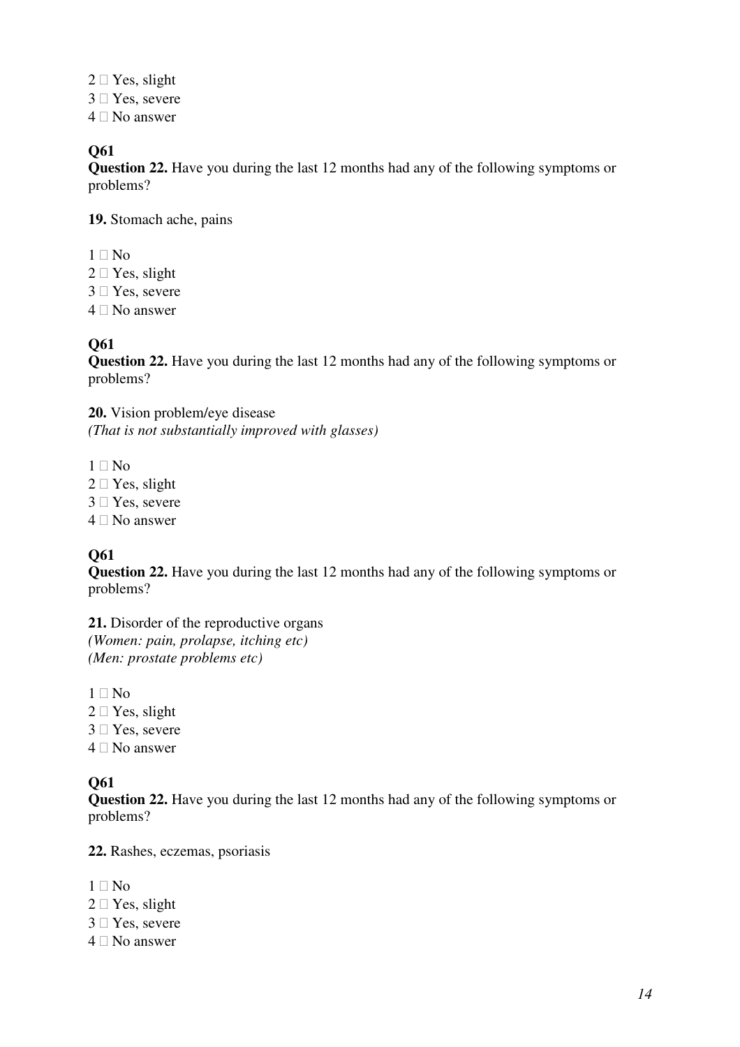2 □ Yes, slight
3 □ Yes, severe
4 □ No answer

**Q61**
**Question 22.** Have you during the last 12 months had any of the following symptoms or problems?

**19.** Stomach ache, pains

1 □ No
2 □ Yes, slight
3 □ Yes, severe
4 □ No answer

**Q61**
**Question 22.** Have you during the last 12 months had any of the following symptoms or problems?

**20.** Vision problem/eye disease
*(That is not substantially improved with glasses)*

1 □ No
2 □ Yes, slight
3 □ Yes, severe
4 □ No answer

**Q61**
**Question 22.** Have you during the last 12 months had any of the following symptoms or problems?

**21.** Disorder of the reproductive organs
*(Women: pain, prolapse, itching etc)*
*(Men: prostate problems etc)*

1 □ No
2 □ Yes, slight
3 □ Yes, severe
4 □ No answer

**Q61**
**Question 22.** Have you during the last 12 months had any of the following symptoms or problems?

**22.** Rashes, eczemas, psoriasis

1 □ No
2 □ Yes, slight
3 □ Yes, severe
4 □ No answer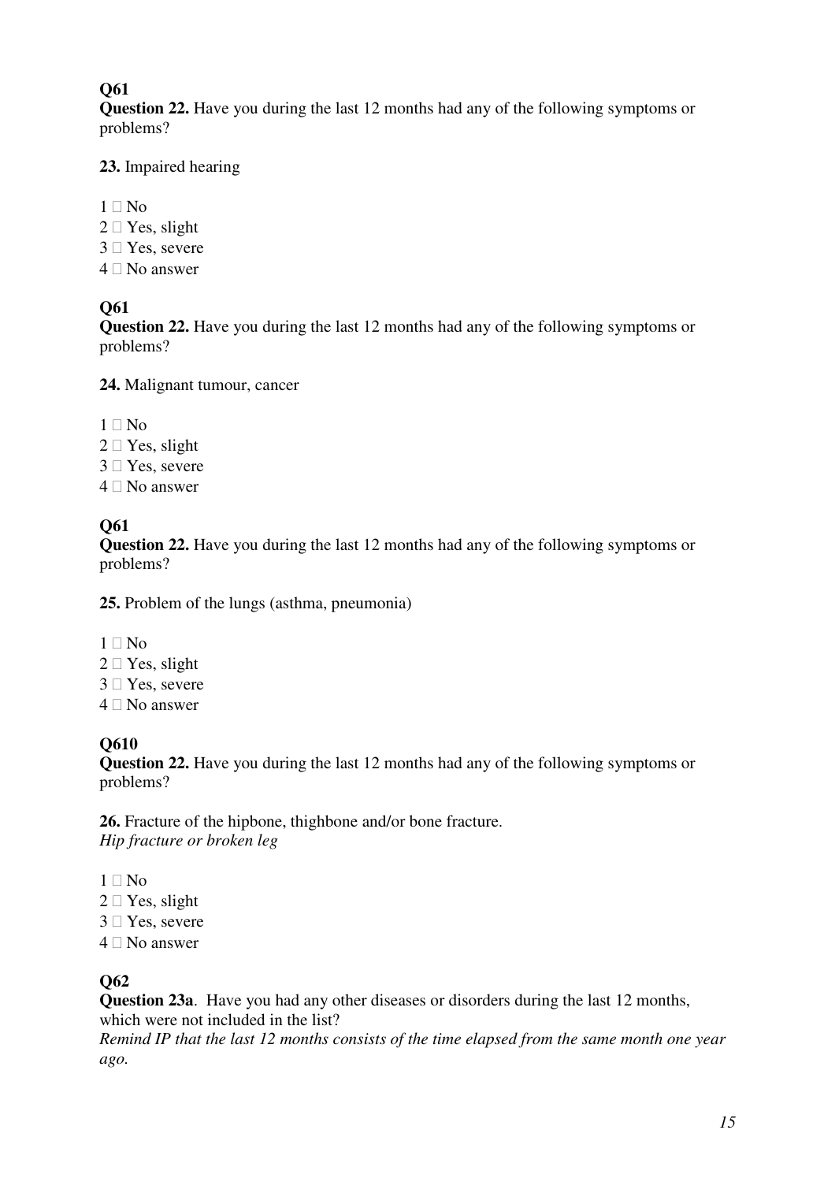**Q61**

**Question 22.** Have you during the last 12 months had any of the following symptoms or problems?

**23.** Impaired hearing

1 □ No  
2 □ Yes, slight  
3 □ Yes, severe  
4 □ No answer

**Q61**

**Question 22.** Have you during the last 12 months had any of the following symptoms or problems?

**24.** Malignant tumour, cancer

1 □ No  
2 □ Yes, slight  
3 □ Yes, severe  
4 □ No answer

**Q61**

**Question 22.** Have you during the last 12 months had any of the following symptoms or problems?

**25.** Problem of the lungs (asthma, pneumonia)

1 □ No  
2 □ Yes, slight  
3 □ Yes, severe  
4 □ No answer

**Q610**

**Question 22.** Have you during the last 12 months had any of the following symptoms or problems?

**26.** Fracture of the hipbone, thighbone and/or bone fracture.  
*Hip fracture or broken leg*

1 □ No  
2 □ Yes, slight  
3 □ Yes, severe  
4 □ No answer

**Q62**

**Question 23a**. Have you had any other diseases or disorders during the last 12 months, which were not included in the list?  
*Remind IP that the last 12 months consists of the time elapsed from the same month one year ago.*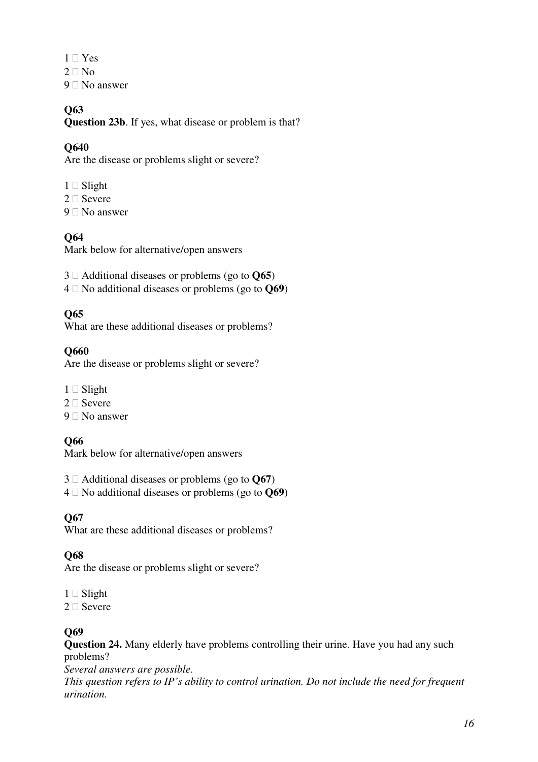1 □ Yes
2 □ No
9 □ No answer

**Q63**
**Question 23b**. If yes, what disease or problem is that?

**Q640**
Are the disease or problems slight or severe?

1 □ Slight
2 □ Severe
9 □ No answer

**Q64**
Mark below for alternative/open answers

3 □ Additional diseases or problems (go to **Q65**)
4 □ No additional diseases or problems (go to **Q69**)

**Q65**
What are these additional diseases or problems?

**Q660**
Are the disease or problems slight or severe?

1 □ Slight
2 □ Severe
9 □ No answer

**Q66**
Mark below for alternative/open answers

3 □ Additional diseases or problems (go to **Q67**)
4 □ No additional diseases or problems (go to **Q69**)

**Q67**
What are these additional diseases or problems?

**Q68**
Are the disease or problems slight or severe?

1 □ Slight
2 □ Severe

**Q69**
**Question 24.** Many elderly have problems controlling their urine. Have you had any such problems?
*Several answers are possible.*
*This question refers to IP's ability to control urination. Do not include the need for frequent urination.*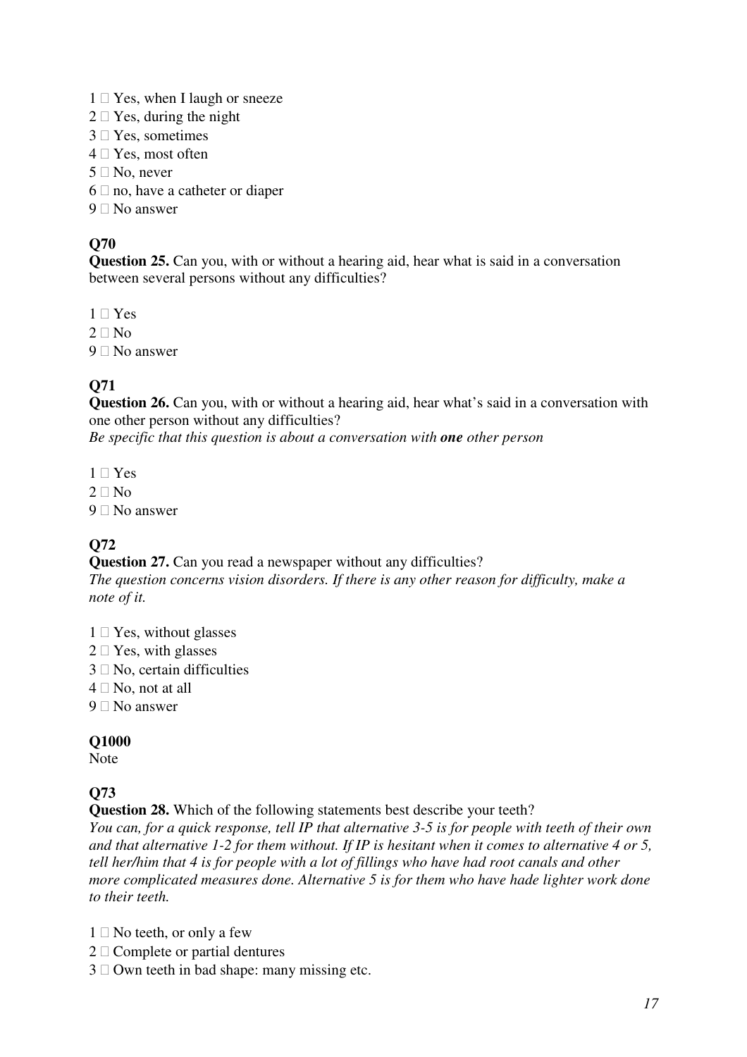1 □ Yes, when I laugh or sneeze
2 □ Yes, during the night
3 □ Yes, sometimes
4 □ Yes, most often
5 □ No, never
6 □ no, have a catheter or diaper
9 □ No answer

**Q70**
**Question 25.** Can you, with or without a hearing aid, hear what is said in a conversation between several persons without any difficulties?

1 □ Yes
2 □ No
9 □ No answer

**Q71**
**Question 26.** Can you, with or without a hearing aid, hear what's said in a conversation with one other person without any difficulties?
*Be specific that this question is about a conversation with **one** other person*

1 □ Yes
2 □ No
9 □ No answer

**Q72**
**Question 27.** Can you read a newspaper without any difficulties?
*The question concerns vision disorders. If there is any other reason for difficulty, make a note of it.*

1 □ Yes, without glasses
2 □ Yes, with glasses
3 □ No, certain difficulties
4 □ No, not at all
9 □ No answer

**Q1000**
Note

**Q73**
**Question 28.** Which of the following statements best describe your teeth?
*You can, for a quick response, tell IP that alternative 3-5 is for people with teeth of their own and that alternative 1-2 for them without. If IP is hesitant when it comes to alternative 4 or 5, tell her/him that 4 is for people with a lot of fillings who have had root canals and other more complicated measures done. Alternative 5 is for them who have hade lighter work done to their teeth.*

1 □ No teeth, or only a few
2 □ Complete or partial dentures
3 □ Own teeth in bad shape: many missing etc.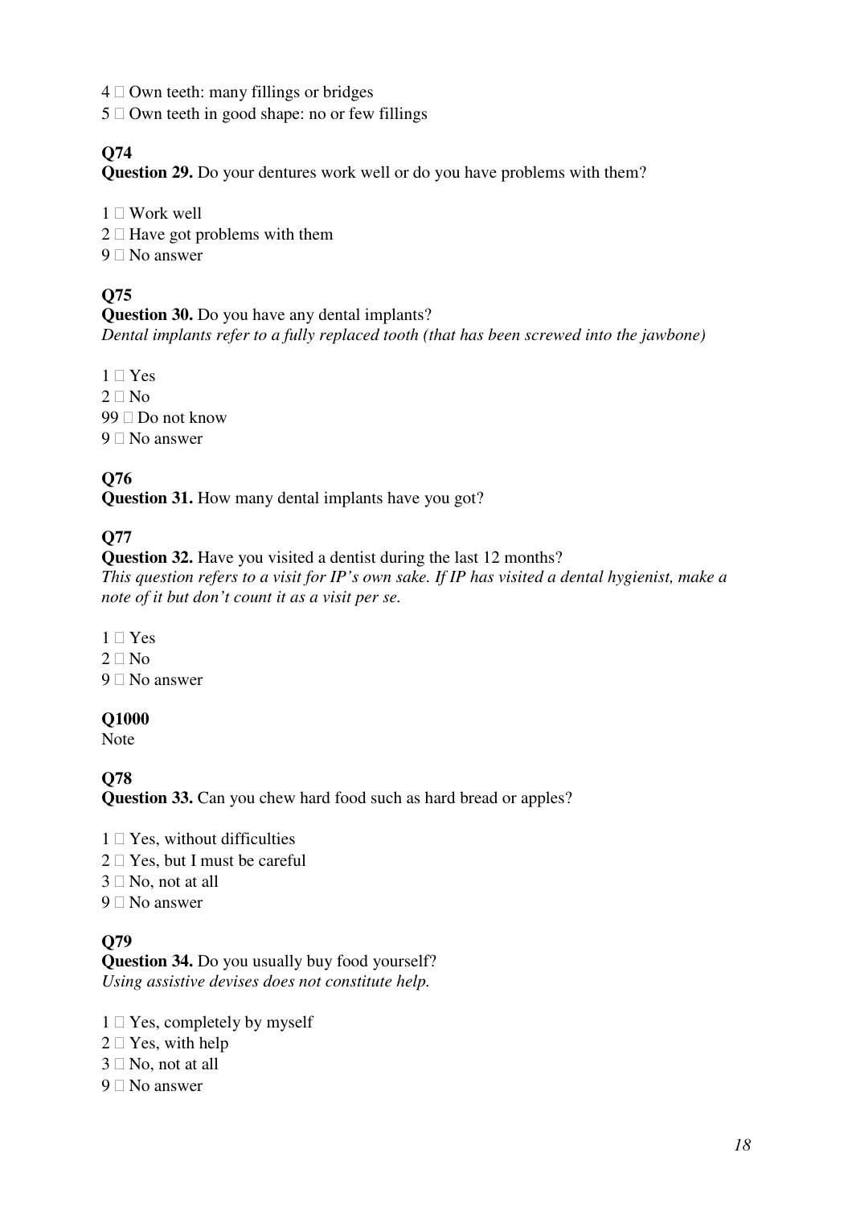4 □ Own teeth: many fillings or bridges
5 □ Own teeth in good shape: no or few fillings

**Q74**
**Question 29.** Do your dentures work well or do you have problems with them?

1 □ Work well
2 □ Have got problems with them
9 □ No answer

**Q75**
**Question 30.** Do you have any dental implants?
*Dental implants refer to a fully replaced tooth (that has been screwed into the jawbone)*

1 □ Yes
2 □ No
99 □ Do not know
9 □ No answer

**Q76**
**Question 31.** How many dental implants have you got?

**Q77**
**Question 32.** Have you visited a dentist during the last 12 months?
*This question refers to a visit for IP's own sake. If IP has visited a dental hygienist, make a note of it but don't count it as a visit per se.*

1 □ Yes
2 □ No
9 □ No answer

**Q1000**
Note

**Q78**
**Question 33.** Can you chew hard food such as hard bread or apples?

1 □ Yes, without difficulties
2 □ Yes, but I must be careful
3 □ No, not at all
9 □ No answer

**Q79**
**Question 34.** Do you usually buy food yourself?
*Using assistive devises does not constitute help.*

1 □ Yes, completely by myself
2 □ Yes, with help
3 □ No, not at all
9 □ No answer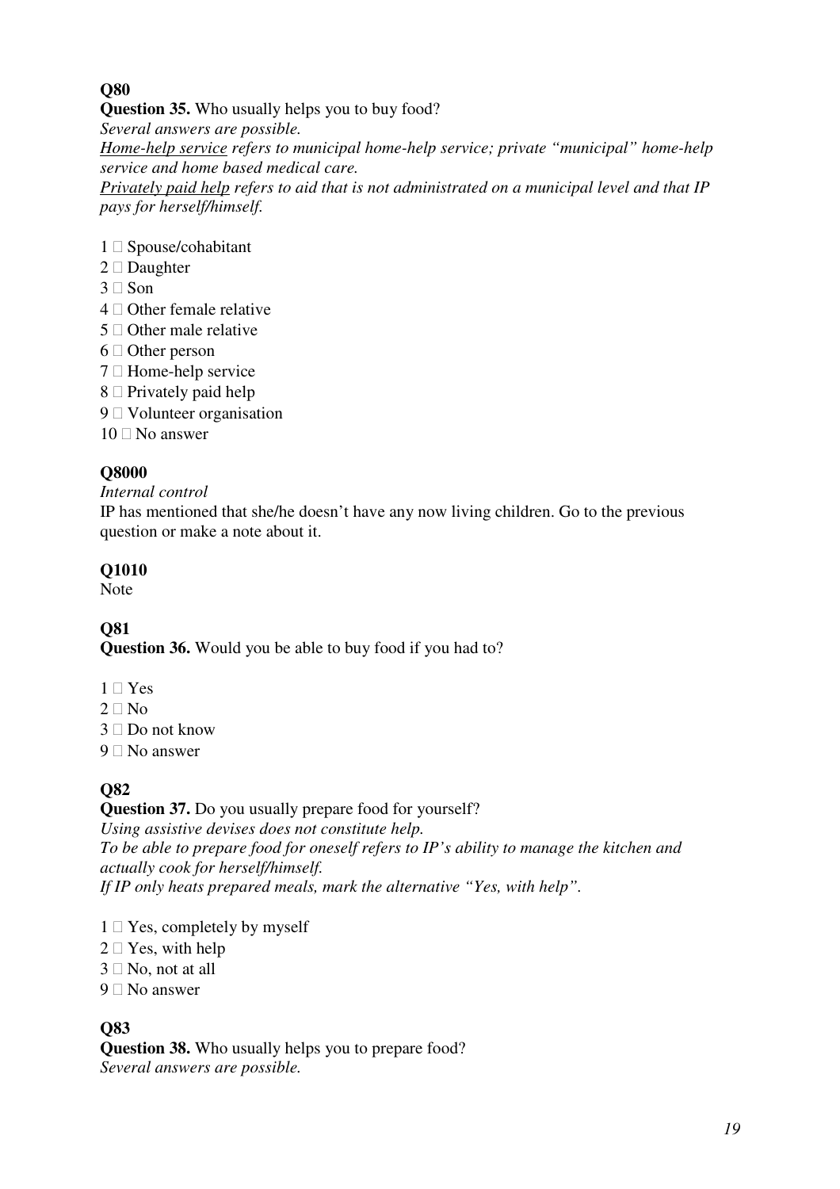**Q80**

**Question 35.** Who usually helps you to buy food?

*Several answers are possible.*

*Home-help service refers to municipal home-help service; private "municipal" home-help service and home based medical care.*

*Privately paid help refers to aid that is not administrated on a municipal level and that IP pays for herself/himself.*

1 □ Spouse/cohabitant
2 □ Daughter
3 □ Son
4 □ Other female relative
5 □ Other male relative
6 □ Other person
7 □ Home-help service
8 □ Privately paid help
9 □ Volunteer organisation
10 □ No answer

**Q8000**

*Internal control*

IP has mentioned that she/he doesn't have any now living children. Go to the previous question or make a note about it.

**Q1010**

Note

**Q81**

**Question 36.** Would you be able to buy food if you had to?

1 □ Yes
2 □ No
3 □ Do not know
9 □ No answer

**Q82**

**Question 37.** Do you usually prepare food for yourself?

*Using assistive devises does not constitute help.*

*To be able to prepare food for oneself refers to IP's ability to manage the kitchen and actually cook for herself/himself.*

*If IP only heats prepared meals, mark the alternative "Yes, with help".*

1 □ Yes, completely by myself
2 □ Yes, with help
3 □ No, not at all
9 □ No answer

**Q83**

**Question 38.** Who usually helps you to prepare food?

*Several answers are possible.*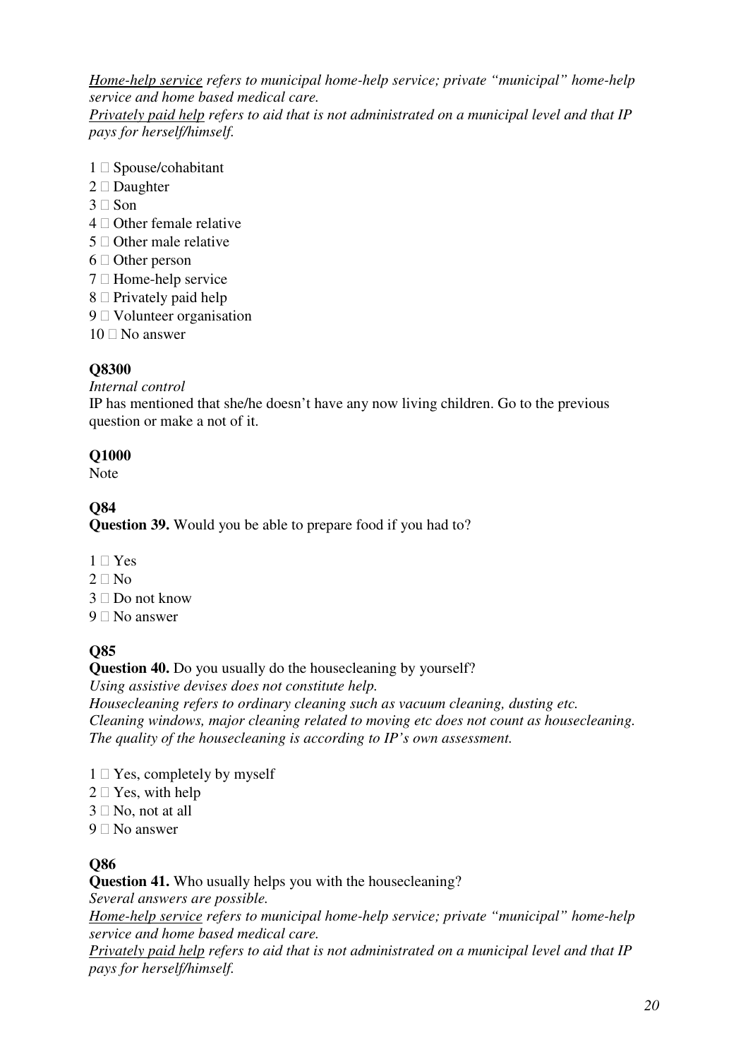*<u>Home-help service</u> refers to municipal home-help service; private "municipal" home-help service and home based medical care.*
*<u>Privately paid help</u> refers to aid that is not administrated on a municipal level and that IP pays for herself/himself.*

1 □ Spouse/cohabitant
2 □ Daughter
3 □ Son
4 □ Other female relative
5 □ Other male relative
6 □ Other person
7 □ Home-help service
8 □ Privately paid help
9 □ Volunteer organisation
10 □ No answer

**Q8300**

*Internal control*
IP has mentioned that she/he doesn't have any now living children. Go to the previous question or make a not of it.

**Q1000**

Note

**Q84**

**Question 39.** Would you be able to prepare food if you had to?

1 □ Yes
2 □ No
3 □ Do not know
9 □ No answer

**Q85**

**Question 40.** Do you usually do the housecleaning by yourself?
*Using assistive devises does not constitute help.*
*Housecleaning refers to ordinary cleaning such as vacuum cleaning, dusting etc.*
*Cleaning windows, major cleaning related to moving etc does not count as housecleaning.*
*The quality of the housecleaning is according to IP's own assessment.*

1 □ Yes, completely by myself
2 □ Yes, with help
3 □ No, not at all
9 □ No answer

**Q86**

**Question 41.** Who usually helps you with the housecleaning?
*Several answers are possible.*
*<u>Home-help service</u> refers to municipal home-help service; private "municipal" home-help service and home based medical care.*
*<u>Privately paid help</u> refers to aid that is not administrated on a municipal level and that IP pays for herself/himself.*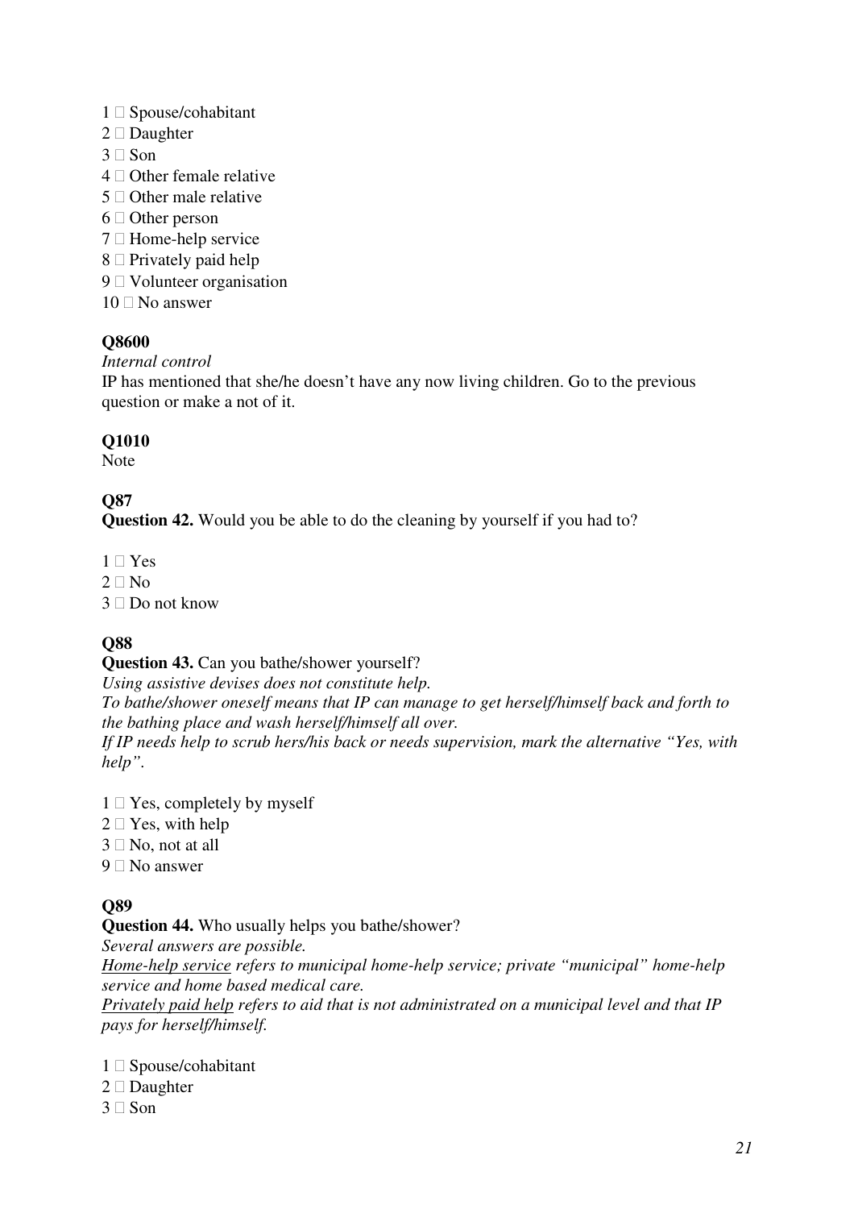1 □ Spouse/cohabitant
2 □ Daughter
3 □ Son
4 □ Other female relative
5 □ Other male relative
6 □ Other person
7 □ Home-help service
8 □ Privately paid help
9 □ Volunteer organisation
10 □ No answer

**Q8600**

*Internal control*

IP has mentioned that she/he doesn't have any now living children. Go to the previous question or make a not of it.

**Q1010**

Note

**Q87**

**Question 42.** Would you be able to do the cleaning by yourself if you had to?

1 □ Yes
2 □ No
3 □ Do not know

**Q88**

**Question 43.** Can you bathe/shower yourself?

*Using assistive devises does not constitute help.*

*To bathe/shower oneself means that IP can manage to get herself/himself back and forth to the bathing place and wash herself/himself all over.*

*If IP needs help to scrub hers/his back or needs supervision, mark the alternative "Yes, with help".*

1 □ Yes, completely by myself
2 □ Yes, with help
3 □ No, not at all
9 □ No answer

**Q89**

**Question 44.** Who usually helps you bathe/shower?

*Several answers are possible.*

*<u>Home-help service</u> refers to municipal home-help service; private "municipal" home-help service and home based medical care.*

*<u>Privately paid help</u> refers to aid that is not administrated on a municipal level and that IP pays for herself/himself.*

1 □ Spouse/cohabitant
2 □ Daughter
3 □ Son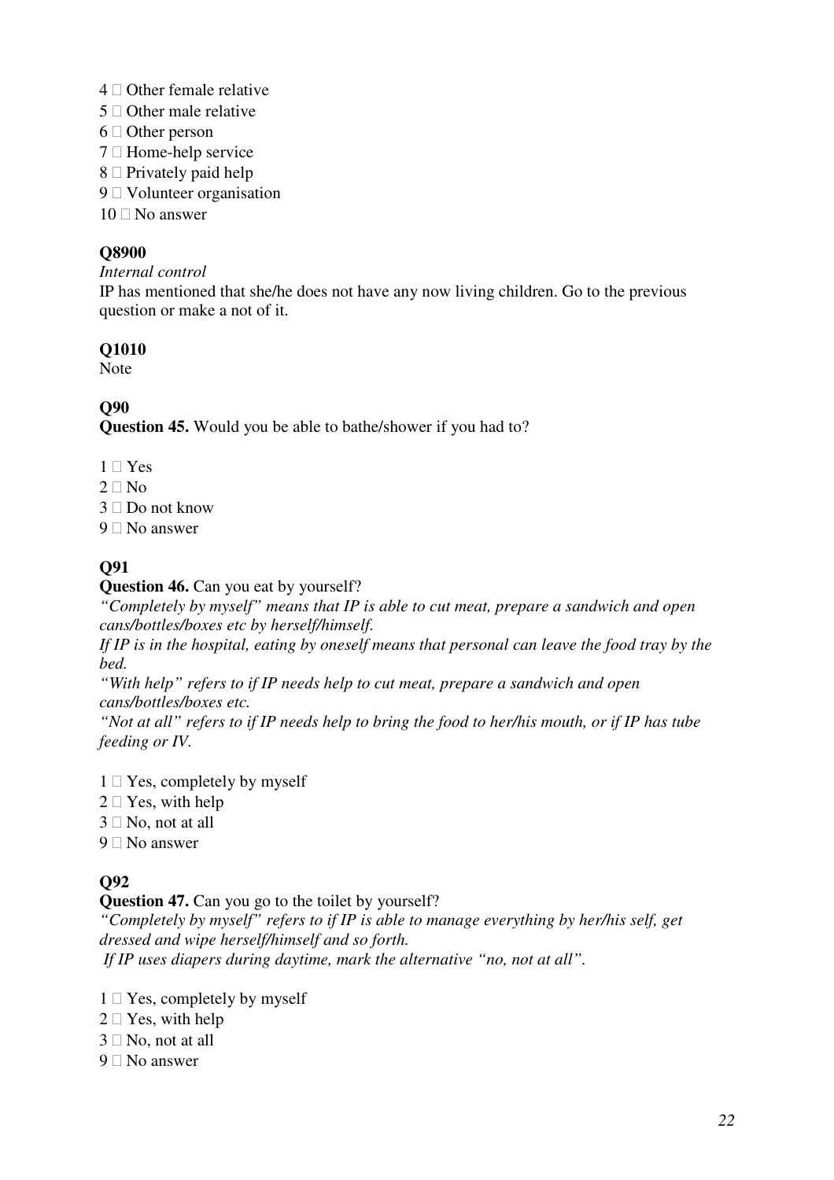4 □ Other female relative
5 □ Other male relative
6 □ Other person
7 □ Home-help service
8 □ Privately paid help
9 □ Volunteer organisation
10 □ No answer

**Q8900**

*Internal control*

IP has mentioned that she/he does not have any now living children. Go to the previous question or make a not of it.

**Q1010**

Note

**Q90**

**Question 45.** Would you be able to bathe/shower if you had to?

1 □ Yes
2 □ No
3 □ Do not know
9 □ No answer

**Q91**

**Question 46.** Can you eat by yourself?

*"Completely by myself" means that IP is able to cut meat, prepare a sandwich and open cans/bottles/boxes etc by herself/himself.*

*If IP is in the hospital, eating by oneself means that personal can leave the food tray by the bed.*

*"With help" refers to if IP needs help to cut meat, prepare a sandwich and open cans/bottles/boxes etc.*

*"Not at all" refers to if IP needs help to bring the food to her/his mouth, or if IP has tube feeding or IV.*

1 □ Yes, completely by myself
2 □ Yes, with help
3 □ No, not at all
9 □ No answer

**Q92**

**Question 47.** Can you go to the toilet by yourself?

*"Completely by myself" refers to if IP is able to manage everything by her/his self, get dressed and wipe herself/himself and so forth.*

*If IP uses diapers during daytime, mark the alternative "no, not at all".*

1 □ Yes, completely by myself
2 □ Yes, with help
3 □ No, not at all
9 □ No answer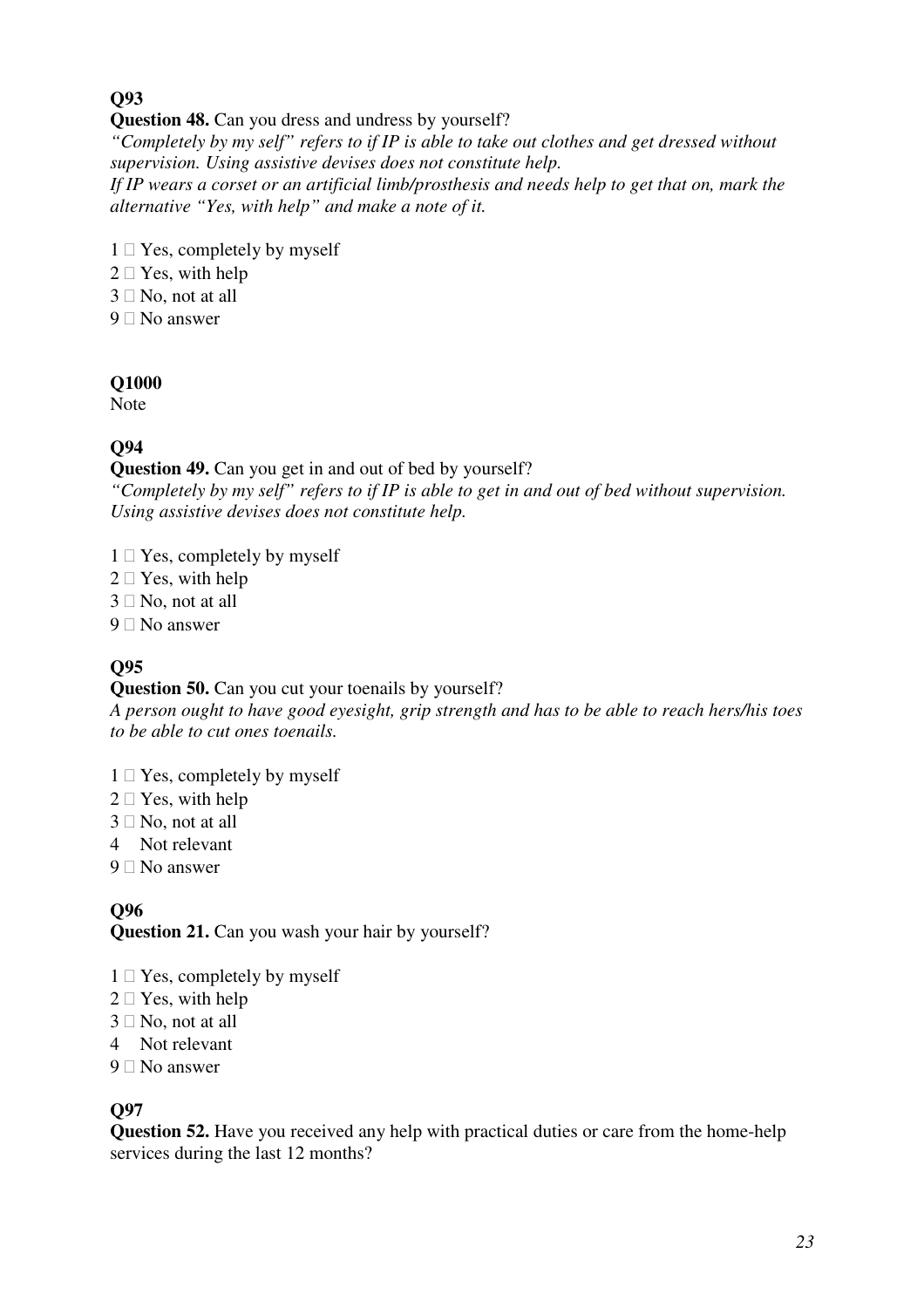**Q93**

**Question 48.** Can you dress and undress by yourself?

*"Completely by my self" refers to if IP is able to take out clothes and get dressed without supervision. Using assistive devises does not constitute help.*

*If IP wears a corset or an artificial limb/prosthesis and needs help to get that on, mark the alternative "Yes, with help" and make a note of it.*

1 □ Yes, completely by myself
2 □ Yes, with help
3 □ No, not at all
9 □ No answer

**Q1000**

Note

**Q94**

**Question 49.** Can you get in and out of bed by yourself?

*"Completely by my self" refers to if IP is able to get in and out of bed without supervision. Using assistive devises does not constitute help.*

1 □ Yes, completely by myself
2 □ Yes, with help
3 □ No, not at all
9 □ No answer

**Q95**

**Question 50.** Can you cut your toenails by yourself?

*A person ought to have good eyesight, grip strength and has to be able to reach hers/his toes to be able to cut ones toenails.*

1 □ Yes, completely by myself
2 □ Yes, with help
3 □ No, not at all
4   Not relevant
9 □ No answer

**Q96**

**Question 21.** Can you wash your hair by yourself?

1 □ Yes, completely by myself
2 □ Yes, with help
3 □ No, not at all
4   Not relevant
9 □ No answer

**Q97**

**Question 52.** Have you received any help with practical duties or care from the home-help services during the last 12 months?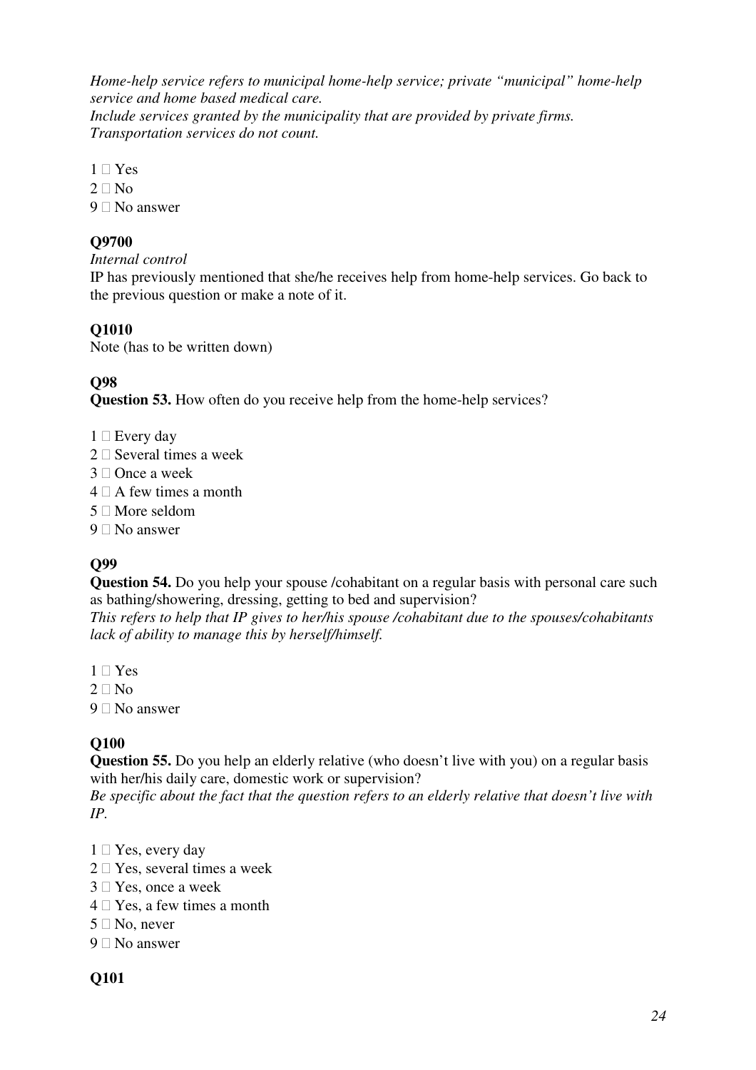*Home-help service refers to municipal home-help service; private "municipal" home-help service and home based medical care.*
*Include services granted by the municipality that are provided by private firms.*
*Transportation services do not count.*

1 □ Yes
2 □ No
9 □ No answer

**Q9700**

*Internal control*
IP has previously mentioned that she/he receives help from home-help services. Go back to the previous question or make a note of it.

**Q1010**

Note (has to be written down)

**Q98**

**Question 53.** How often do you receive help from the home-help services?

1 □ Every day
2 □ Several times a week
3 □ Once a week
4 □ A few times a month
5 □ More seldom
9 □ No answer

**Q99**

**Question 54.** Do you help your spouse /cohabitant on a regular basis with personal care such as bathing/showering, dressing, getting to bed and supervision?
*This refers to help that IP gives to her/his spouse /cohabitant due to the spouses/cohabitants lack of ability to manage this by herself/himself.*

1 □ Yes
2 □ No
9 □ No answer

**Q100**

**Question 55.** Do you help an elderly relative (who doesn't live with you) on a regular basis with her/his daily care, domestic work or supervision?
*Be specific about the fact that the question refers to an elderly relative that doesn't live with IP.*

1 □ Yes, every day
2 □ Yes, several times a week
3 □ Yes, once a week
4 □ Yes, a few times a month
5 □ No, never
9 □ No answer

**Q101**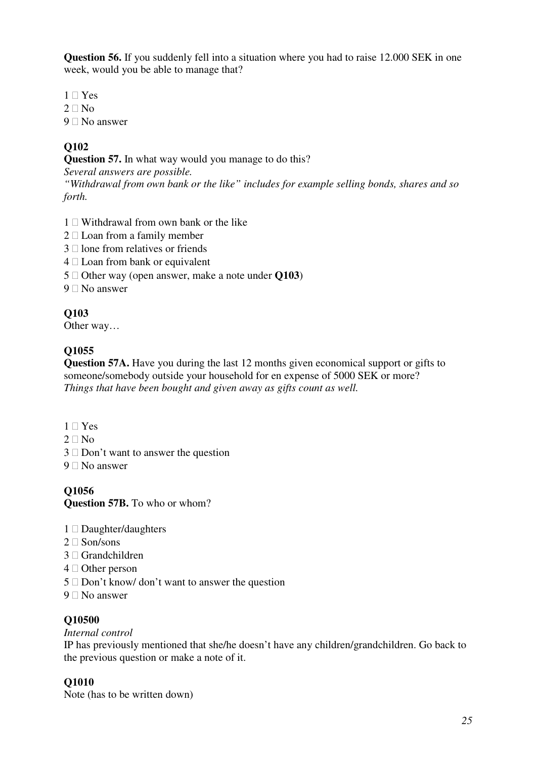**Question 56.** If you suddenly fell into a situation where you had to raise 12.000 SEK in one week, would you be able to manage that?

1 □ Yes
2 □ No
9 □ No answer

**Q102**
**Question 57.** In what way would you manage to do this?
*Several answers are possible.*
*"Withdrawal from own bank or the like" includes for example selling bonds, shares and so forth.*

1 □ Withdrawal from own bank or the like
2 □ Loan from a family member
3 □ lone from relatives or friends
4 □ Loan from bank or equivalent
5 □ Other way (open answer, make a note under **Q103**)
9 □ No answer

**Q103**
Other way…

**Q1055**
**Question 57A.** Have you during the last 12 months given economical support or gifts to someone/somebody outside your household for en expense of 5000 SEK or more?
*Things that have been bought and given away as gifts count as well.*

1 □ Yes
2 □ No
3 □ Don't want to answer the question
9 □ No answer

**Q1056**
**Question 57B.** To who or whom?

1 □ Daughter/daughters
2 □ Son/sons
3 □ Grandchildren
4 □ Other person
5 □ Don't know/ don't want to answer the question
9 □ No answer

**Q10500**
*Internal control*
IP has previously mentioned that she/he doesn't have any children/grandchildren. Go back to the previous question or make a note of it.

**Q1010**
Note (has to be written down)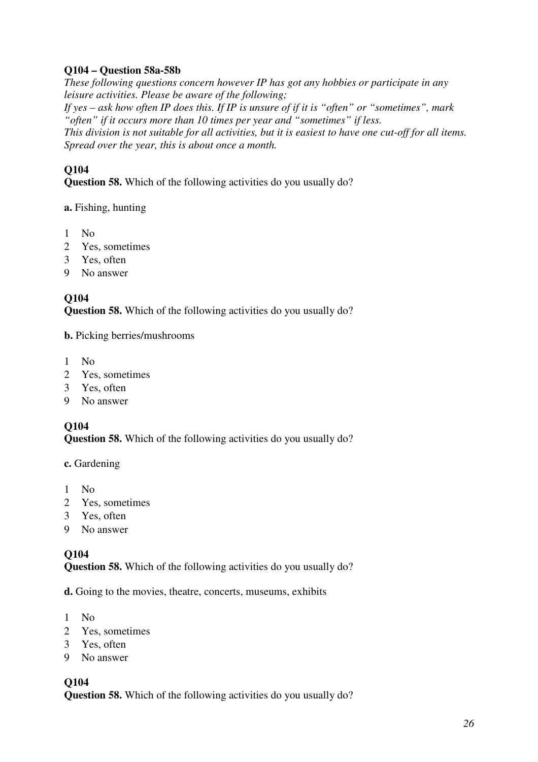**Q104 – Question 58a-58b**

*These following questions concern however IP has got any hobbies or participate in any leisure activities. Please be aware of the following;*
*If yes – ask how often IP does this. If IP is unsure of if it is "often" or "sometimes", mark "often" if it occurs more than 10 times per year and "sometimes" if less.*
*This division is not suitable for all activities, but it is easiest to have one cut-off for all items. Spread over the year, this is about once a month.*

**Q104**

**Question 58.** Which of the following activities do you usually do?

**a.** Fishing, hunting

1 No
2 Yes, sometimes
3 Yes, often
9 No answer

**Q104**

**Question 58.** Which of the following activities do you usually do?

**b.** Picking berries/mushrooms

1 No
2 Yes, sometimes
3 Yes, often
9 No answer

**Q104**

**Question 58.** Which of the following activities do you usually do?

**c.** Gardening

1 No
2 Yes, sometimes
3 Yes, often
9 No answer

**Q104**

**Question 58.** Which of the following activities do you usually do?

**d.** Going to the movies, theatre, concerts, museums, exhibits

1 No
2 Yes, sometimes
3 Yes, often
9 No answer

**Q104**

**Question 58.** Which of the following activities do you usually do?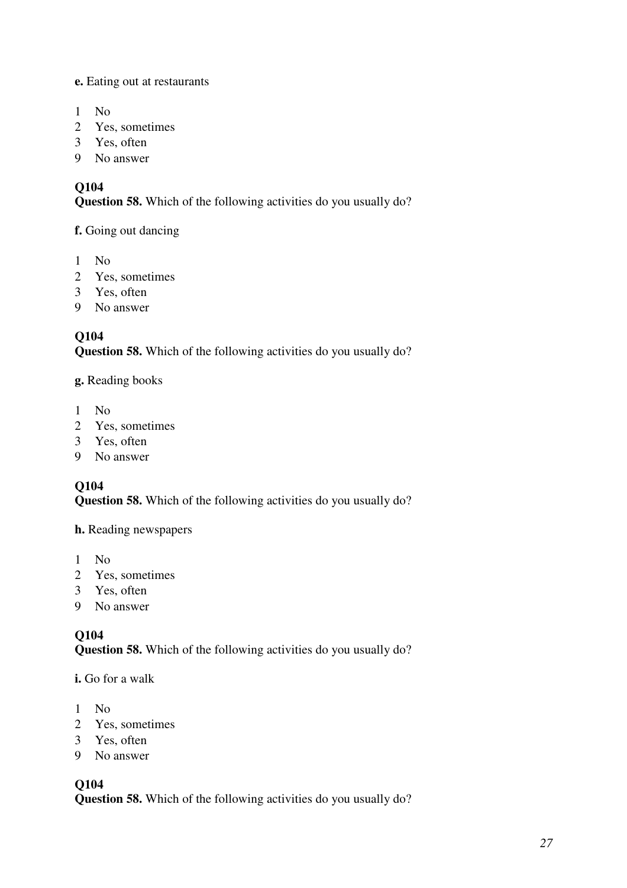**e.** Eating out at restaurants

1 No
2 Yes, sometimes
3 Yes, often
9 No answer

**Q104**
**Question 58.** Which of the following activities do you usually do?

**f.** Going out dancing

1 No
2 Yes, sometimes
3 Yes, often
9 No answer

**Q104**
**Question 58.** Which of the following activities do you usually do?

**g.** Reading books

1 No
2 Yes, sometimes
3 Yes, often
9 No answer

**Q104**
**Question 58.** Which of the following activities do you usually do?

**h.** Reading newspapers

1 No
2 Yes, sometimes
3 Yes, often
9 No answer

**Q104**
**Question 58.** Which of the following activities do you usually do?

**i.** Go for a walk

1 No
2 Yes, sometimes
3 Yes, often
9 No answer

**Q104**
**Question 58.** Which of the following activities do you usually do?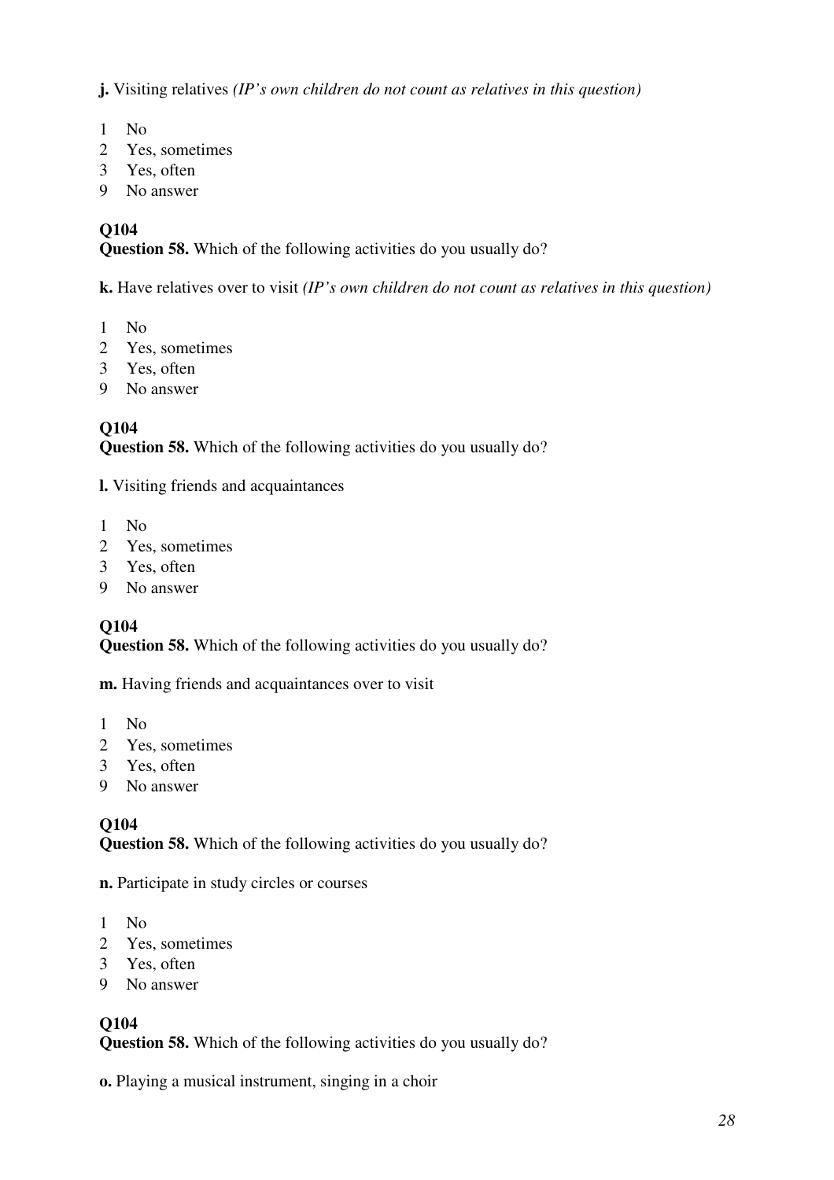**j.** Visiting relatives *(IP's own children do not count as relatives in this question)*

1 No
2 Yes, sometimes
3 Yes, often
9 No answer

**Q104**
**Question 58.** Which of the following activities do you usually do?

**k.** Have relatives over to visit *(IP's own children do not count as relatives in this question)*

1 No
2 Yes, sometimes
3 Yes, often
9 No answer

**Q104**
**Question 58.** Which of the following activities do you usually do?

**l.** Visiting friends and acquaintances

1 No
2 Yes, sometimes
3 Yes, often
9 No answer

**Q104**
**Question 58.** Which of the following activities do you usually do?

**m.** Having friends and acquaintances over to visit

1 No
2 Yes, sometimes
3 Yes, often
9 No answer

**Q104**
**Question 58.** Which of the following activities do you usually do?

**n.** Participate in study circles or courses

1 No
2 Yes, sometimes
3 Yes, often
9 No answer

**Q104**
**Question 58.** Which of the following activities do you usually do?

**o.** Playing a musical instrument, singing in a choir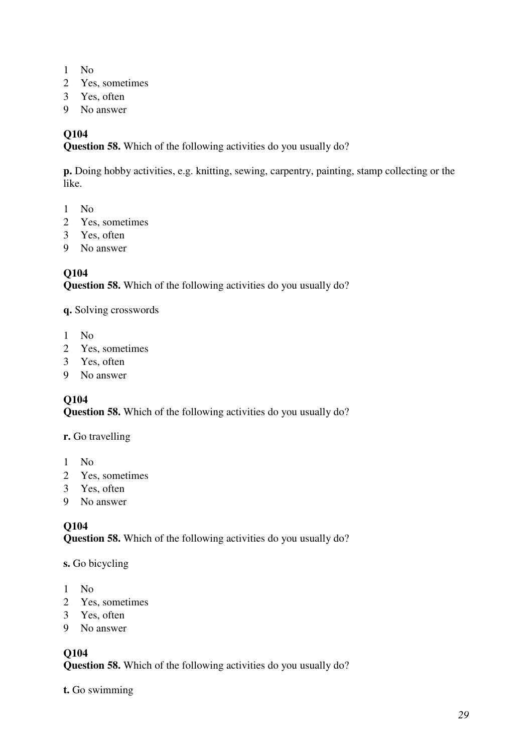1 No
2 Yes, sometimes
3 Yes, often
9 No answer

**Q104**
**Question 58.** Which of the following activities do you usually do?

**p.** Doing hobby activities, e.g. knitting, sewing, carpentry, painting, stamp collecting or the like.

1 No
2 Yes, sometimes
3 Yes, often
9 No answer

**Q104**
**Question 58.** Which of the following activities do you usually do?

**q.** Solving crosswords

1 No
2 Yes, sometimes
3 Yes, often
9 No answer

**Q104**
**Question 58.** Which of the following activities do you usually do?

**r.** Go travelling

1 No
2 Yes, sometimes
3 Yes, often
9 No answer

**Q104**
**Question 58.** Which of the following activities do you usually do?

**s.** Go bicycling

1 No
2 Yes, sometimes
3 Yes, often
9 No answer

**Q104**
**Question 58.** Which of the following activities do you usually do?

**t.** Go swimming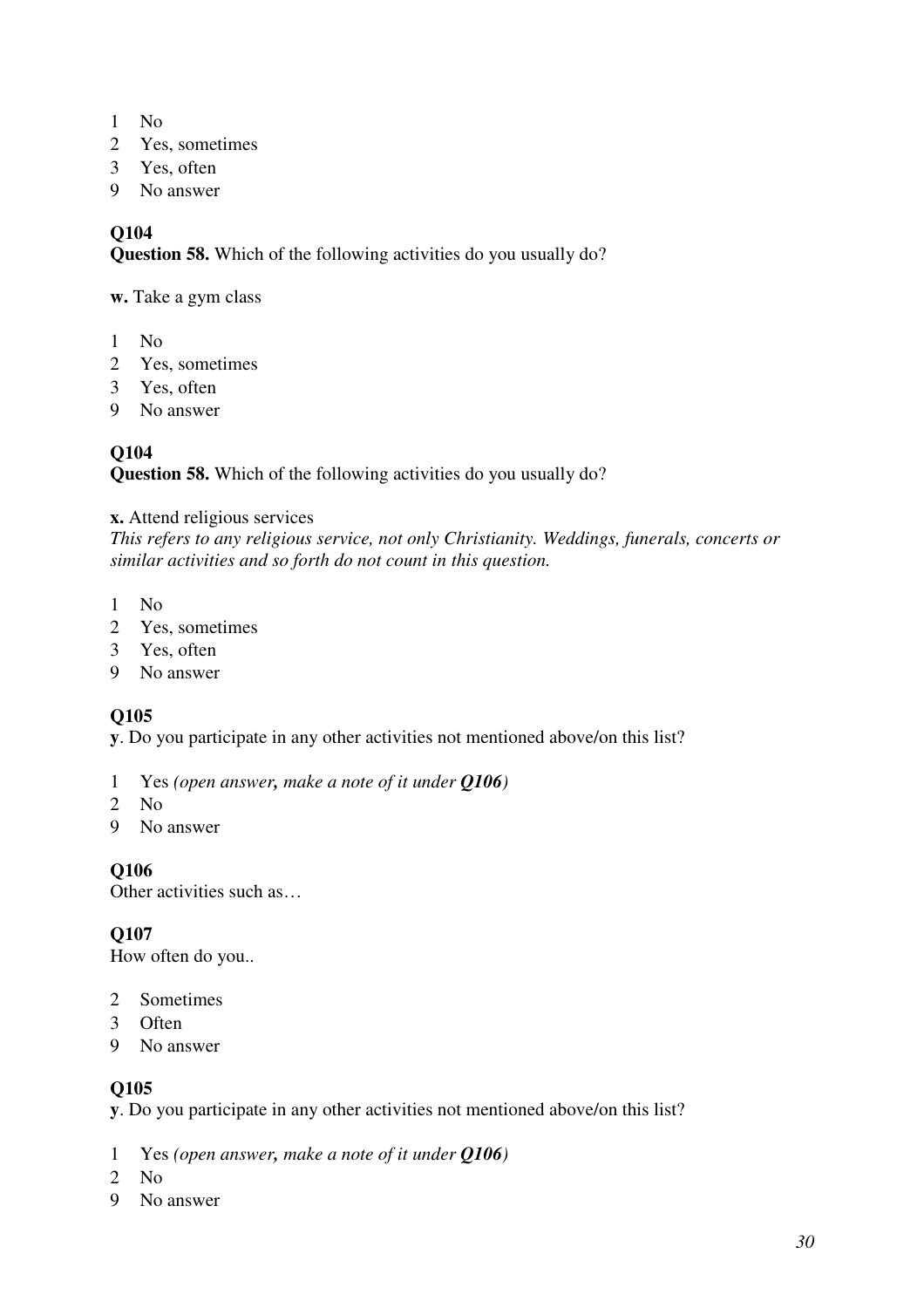1 No
2 Yes, sometimes
3 Yes, often
9 No answer

**Q104**

**Question 58.** Which of the following activities do you usually do?

**w.** Take a gym class

1 No
2 Yes, sometimes
3 Yes, often
9 No answer

**Q104**

**Question 58.** Which of the following activities do you usually do?

**x.** Attend religious services

*This refers to any religious service, not only Christianity. Weddings, funerals, concerts or similar activities and so forth do not count in this question.*

1 No
2 Yes, sometimes
3 Yes, often
9 No answer

**Q105**

**y**. Do you participate in any other activities not mentioned above/on this list?

1 Yes *(open answer, make a note of it under **Q106**)*
2 No
9 No answer

**Q106**

Other activities such as…

**Q107**

How often do you..

2 Sometimes
3 Often
9 No answer

**Q105**

**y**. Do you participate in any other activities not mentioned above/on this list?

1 Yes *(open answer, make a note of it under **Q106**)*
2 No
9 No answer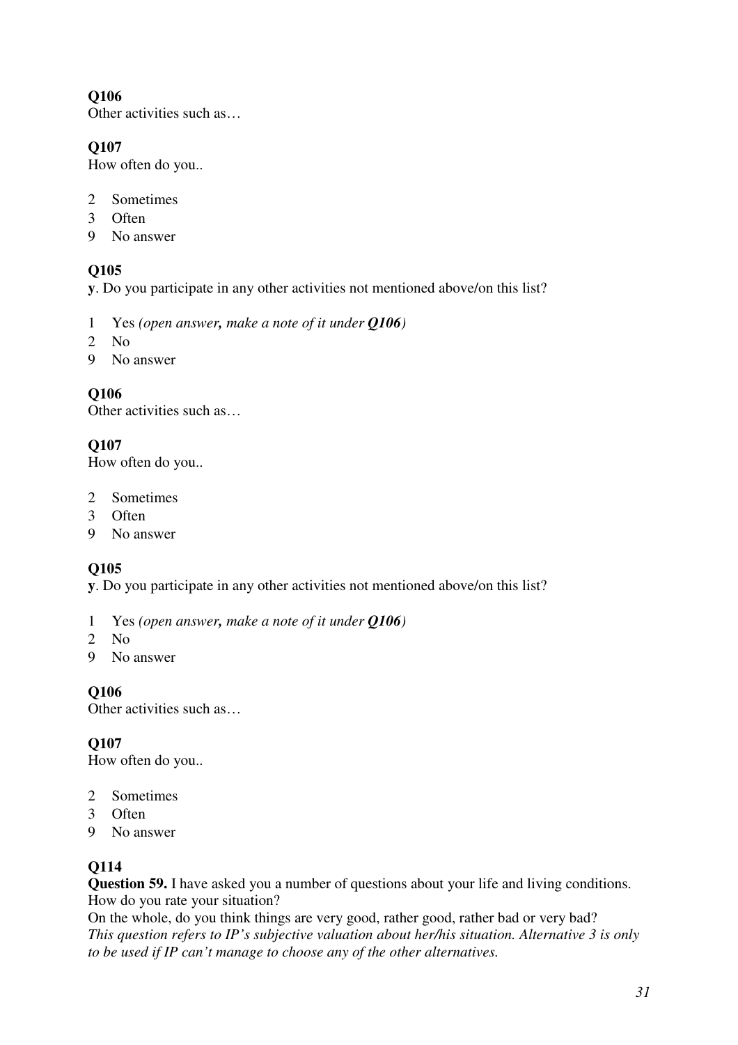**Q106**
Other activities such as…

**Q107**
How often do you..

2 Sometimes
3 Often
9 No answer

**Q105**
**y**. Do you participate in any other activities not mentioned above/on this list?

1 Yes *(open answer, make a note of it under **Q106**)*
2 No
9 No answer

**Q106**
Other activities such as…

**Q107**
How often do you..

2 Sometimes
3 Often
9 No answer

**Q105**
**y**. Do you participate in any other activities not mentioned above/on this list?

1 Yes *(open answer, make a note of it under **Q106**)*
2 No
9 No answer

**Q106**
Other activities such as…

**Q107**
How often do you..

2 Sometimes
3 Often
9 No answer

**Q114**
**Question 59.** I have asked you a number of questions about your life and living conditions. How do you rate your situation?
On the whole, do you think things are very good, rather good, rather bad or very bad?
*This question refers to IP's subjective valuation about her/his situation. Alternative 3 is only to be used if IP can't manage to choose any of the other alternatives.*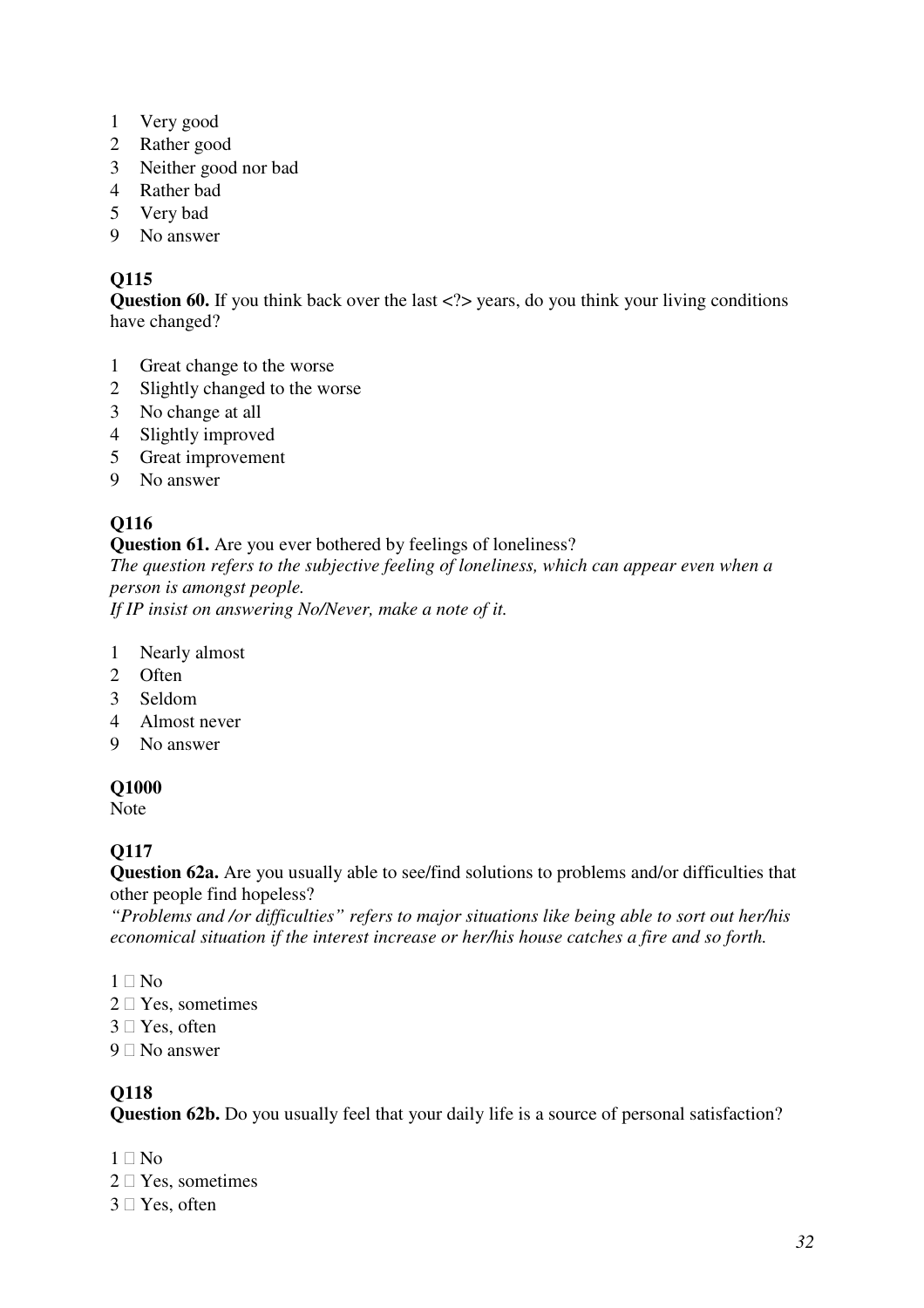1 Very good
2 Rather good
3 Neither good nor bad
4 Rather bad
5 Very bad
9 No answer

**Q115**
**Question 60.** If you think back over the last <?> years, do you think your living conditions have changed?

1 Great change to the worse
2 Slightly changed to the worse
3 No change at all
4 Slightly improved
5 Great improvement
9 No answer

**Q116**
**Question 61.** Are you ever bothered by feelings of loneliness?
*The question refers to the subjective feeling of loneliness, which can appear even when a person is amongst people.*
*If IP insist on answering No/Never, make a note of it.*

1 Nearly almost
2 Often
3 Seldom
4 Almost never
9 No answer

**Q1000**
Note

**Q117**
**Question 62a.** Are you usually able to see/find solutions to problems and/or difficulties that other people find hopeless?
*"Problems and /or difficulties" refers to major situations like being able to sort out her/his economical situation if the interest increase or her/his house catches a fire and so forth.*

1 □ No
2 □ Yes, sometimes
3 □ Yes, often
9 □ No answer

**Q118**
**Question 62b.** Do you usually feel that your daily life is a source of personal satisfaction?

1 □ No
2 □ Yes, sometimes
3 □ Yes, often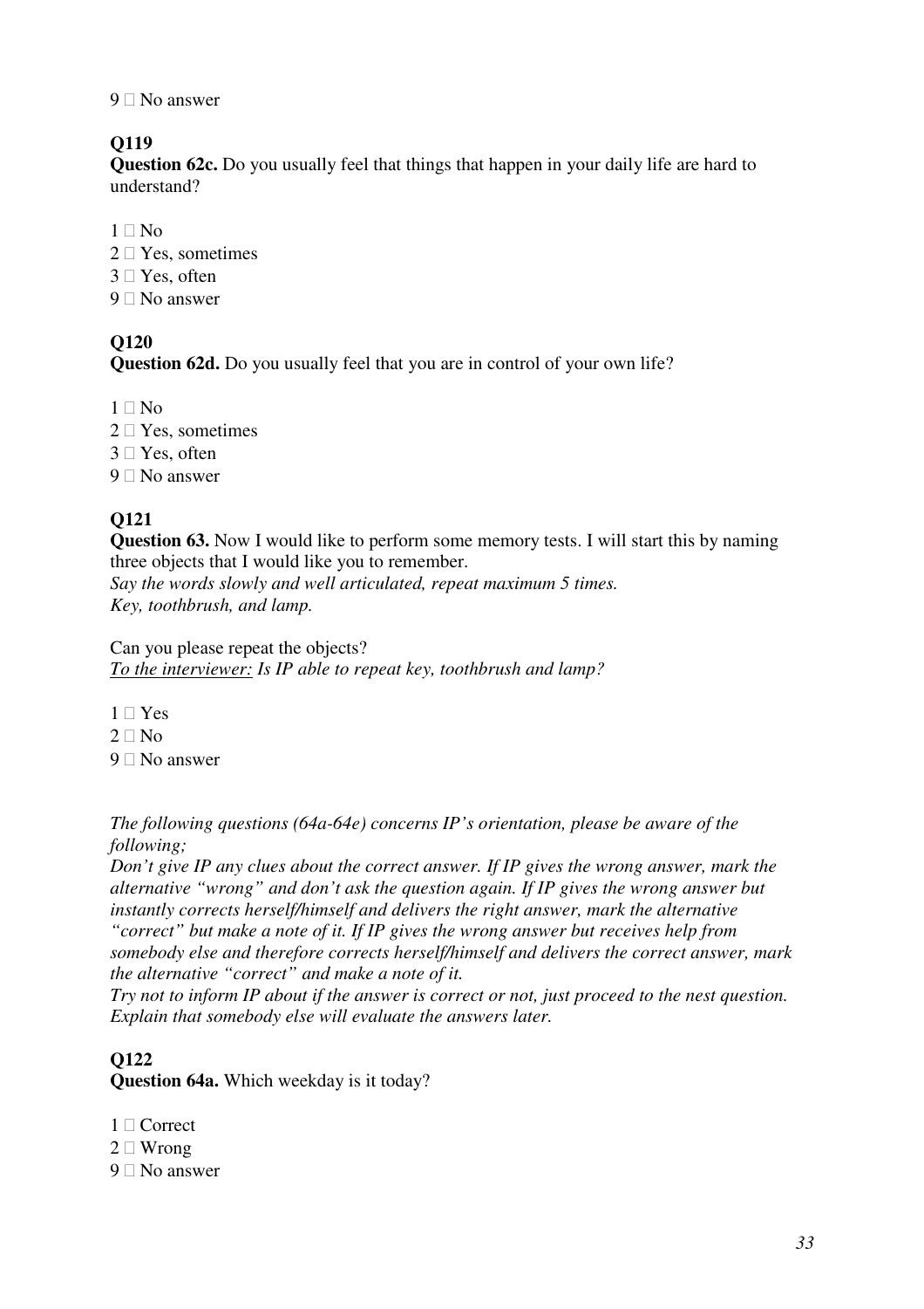9 □ No answer

**Q119**

**Question 62c.** Do you usually feel that things that happen in your daily life are hard to understand?

1 □ No
2 □ Yes, sometimes
3 □ Yes, often
9 □ No answer

**Q120**

**Question 62d.** Do you usually feel that you are in control of your own life?

1 □ No
2 □ Yes, sometimes
3 □ Yes, often
9 □ No answer

**Q121**

**Question 63.** Now I would like to perform some memory tests. I will start this by naming three objects that I would like you to remember.
*Say the words slowly and well articulated, repeat maximum 5 times.*
*Key, toothbrush, and lamp.*

Can you please repeat the objects?
*To the interviewer: Is IP able to repeat key, toothbrush and lamp?*

1 □ Yes
2 □ No
9 □ No answer

*The following questions (64a-64e) concerns IP's orientation, please be aware of the following;*
*Don't give IP any clues about the correct answer. If IP gives the wrong answer, mark the alternative "wrong" and don't ask the question again. If IP gives the wrong answer but instantly corrects herself/himself and delivers the right answer, mark the alternative "correct" but make a note of it. If IP gives the wrong answer but receives help from somebody else and therefore corrects herself/himself and delivers the correct answer, mark the alternative "correct" and make a note of it.*
*Try not to inform IP about if the answer is correct or not, just proceed to the nest question. Explain that somebody else will evaluate the answers later.*

**Q122**

**Question 64a.** Which weekday is it today?

1 □ Correct
2 □ Wrong
9 □ No answer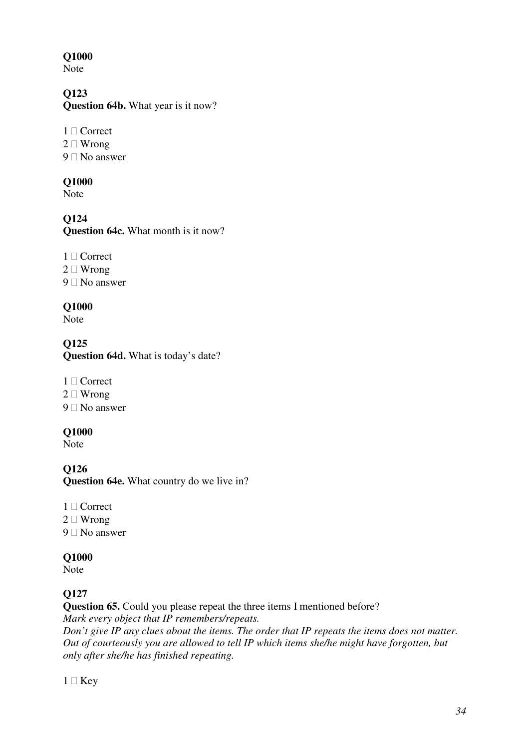**Q1000**
Note

**Q123**
**Question 64b.** What year is it now?

1 ☐ Correct
2 ☐ Wrong
9 ☐ No answer

**Q1000**
Note

**Q124**
**Question 64c.** What month is it now?

1 ☐ Correct
2 ☐ Wrong
9 ☐ No answer

**Q1000**
Note

**Q125**
**Question 64d.** What is today's date?

1 ☐ Correct
2 ☐ Wrong
9 ☐ No answer

**Q1000**
Note

**Q126**
**Question 64e.** What country do we live in?

1 ☐ Correct
2 ☐ Wrong
9 ☐ No answer

**Q1000**
Note

**Q127**
**Question 65.** Could you please repeat the three items I mentioned before?
*Mark every object that IP remembers/repeats.*
*Don't give IP any clues about the items. The order that IP repeats the items does not matter. Out of courteously you are allowed to tell IP which items she/he might have forgotten, but only after she/he has finished repeating.*

1 ☐ Key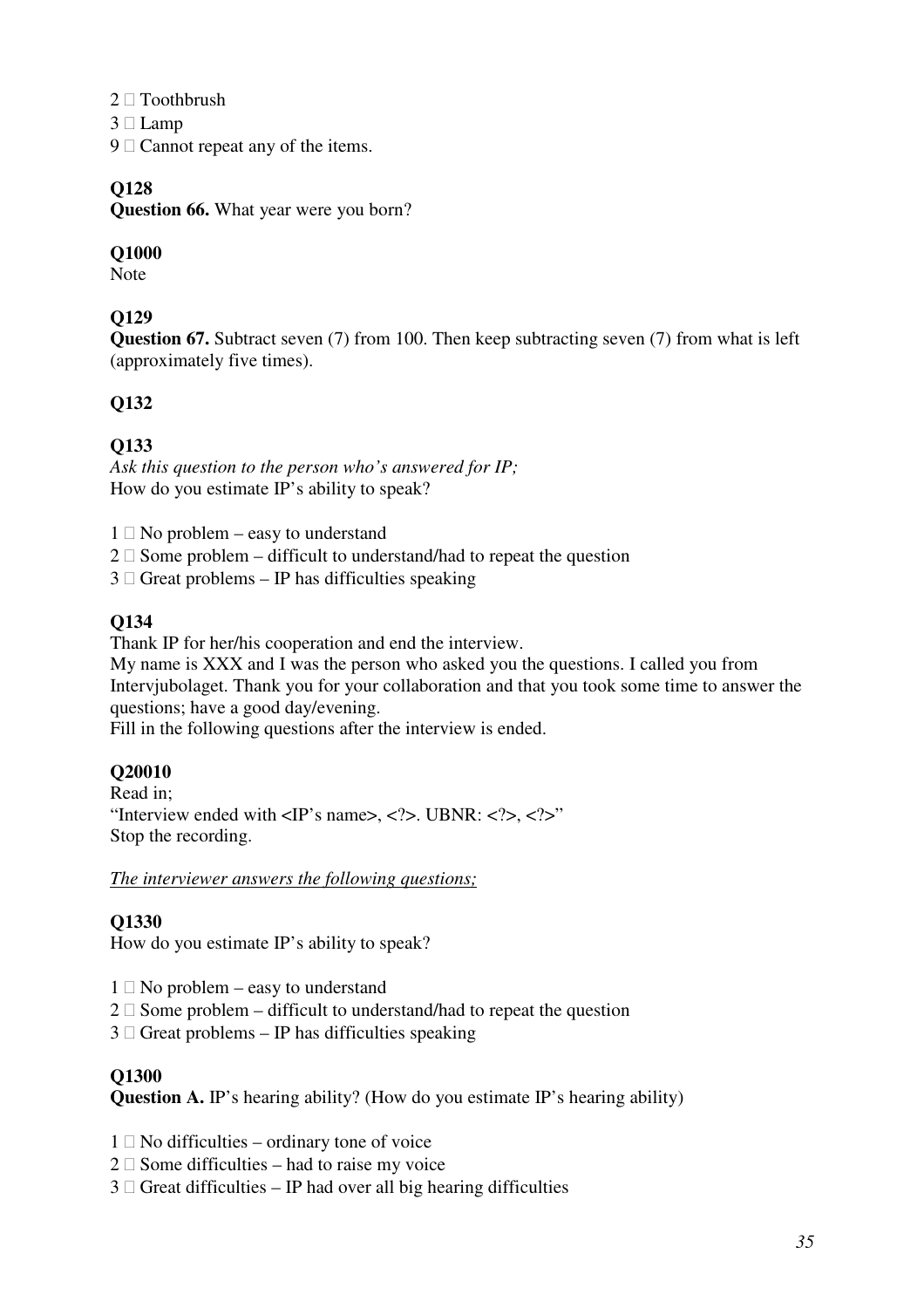2 □ Toothbrush
3 □ Lamp
9 □ Cannot repeat any of the items.

**Q128**
**Question 66.** What year were you born?

**Q1000**
Note

**Q129**
**Question 67.** Subtract seven (7) from 100. Then keep subtracting seven (7) from what is left (approximately five times).

**Q132**

**Q133**
*Ask this question to the person who's answered for IP;*
How do you estimate IP's ability to speak?

1 □ No problem – easy to understand
2 □ Some problem – difficult to understand/had to repeat the question
3 □ Great problems – IP has difficulties speaking

**Q134**
Thank IP for her/his cooperation and end the interview.
My name is XXX and I was the person who asked you the questions. I called you from Intervjubolaget. Thank you for your collaboration and that you took some time to answer the questions; have a good day/evening.
Fill in the following questions after the interview is ended.

**Q20010**
Read in;
"Interview ended with <IP's name>, <?>. UBNR: <?>, <?>"
Stop the recording.

*The interviewer answers the following questions;*

**Q1330**
How do you estimate IP's ability to speak?

1 □ No problem – easy to understand
2 □ Some problem – difficult to understand/had to repeat the question
3 □ Great problems – IP has difficulties speaking

**Q1300**
**Question A.** IP's hearing ability? (How do you estimate IP's hearing ability)

1 □ No difficulties – ordinary tone of voice
2 □ Some difficulties – had to raise my voice
3 □ Great difficulties – IP had over all big hearing difficulties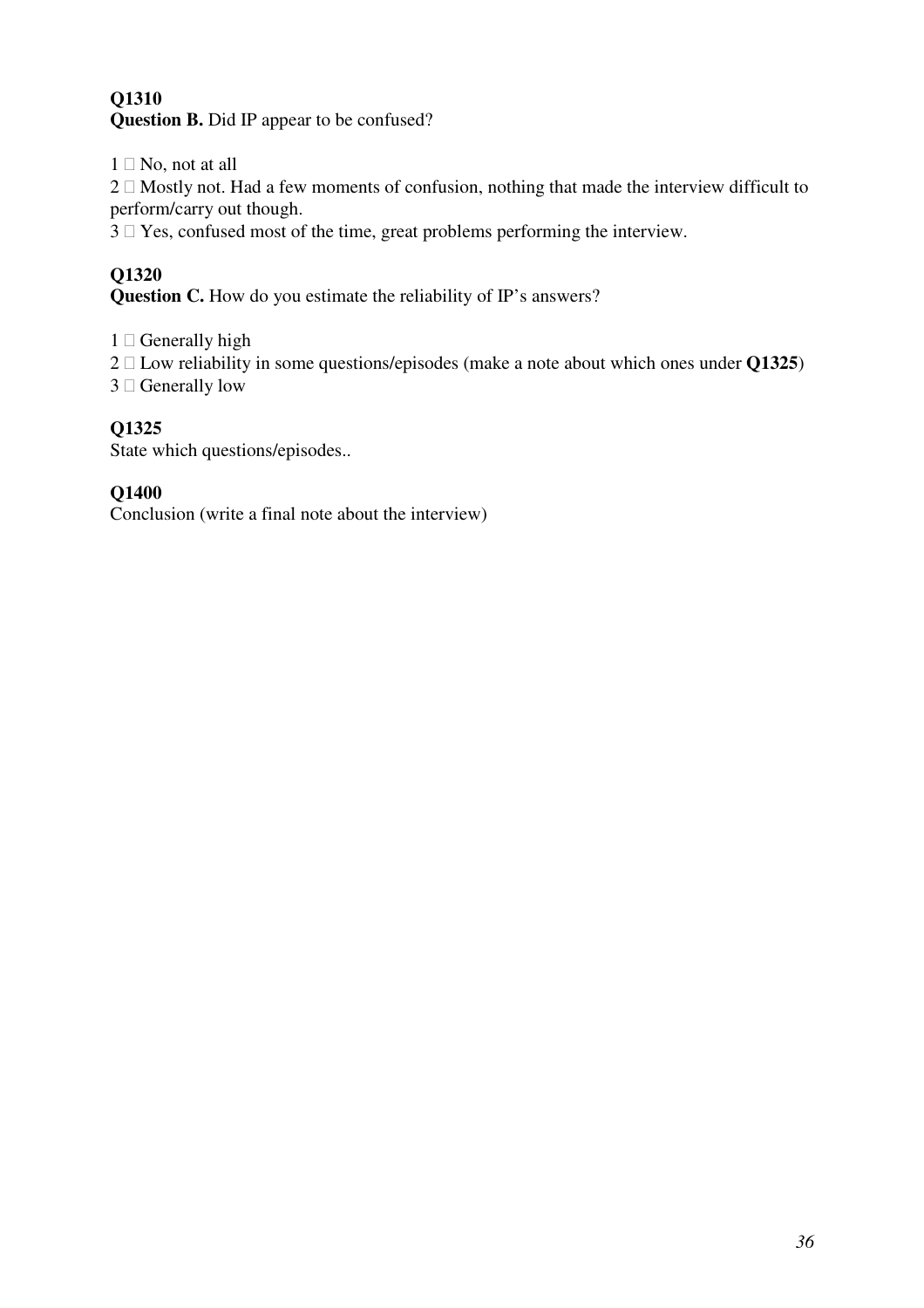**Q1310**

**Question B.** Did IP appear to be confused?

1 □ No, not at all

2 □ Mostly not. Had a few moments of confusion, nothing that made the interview difficult to perform/carry out though.

3 □ Yes, confused most of the time, great problems performing the interview.

**Q1320**

**Question C.** How do you estimate the reliability of IP's answers?

1 □ Generally high

2 □ Low reliability in some questions/episodes (make a note about which ones under **Q1325**)

3 □ Generally low

**Q1325**

State which questions/episodes..

**Q1400**

Conclusion (write a final note about the interview)